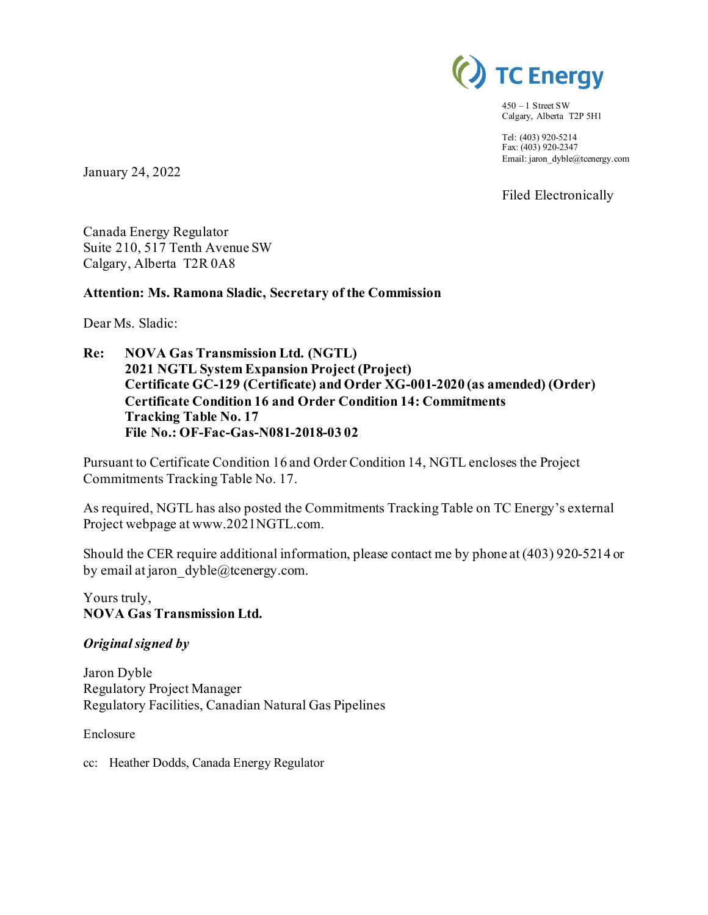TC Energy

450 – 1 Street SW
Calgary, Alberta T2P 5H1

Tel: (403) 920-5214
Fax: (403) 920-2347
Email: jaron_dyble@tcenergy.com

January 24, 2022

Filed Electronically

Canada Energy Regulator
Suite 210, 517 Tenth Avenue SW
Calgary, Alberta T2R 0A8

**Attention: Ms. Ramona Sladic, Secretary of the Commission**

Dear Ms. Sladic:

**Re: NOVA Gas Transmission Ltd. (NGTL)**
**2021 NGTL System Expansion Project (Project)**
**Certificate GC-129 (Certificate) and Order XG-001-2020 (as amended) (Order)**
**Certificate Condition 16 and Order Condition 14: Commitments Tracking Table No. 17**
**File No.: OF-Fac-Gas-N081-2018-03 02**

Pursuant to Certificate Condition 16 and Order Condition 14, NGTL encloses the Project Commitments Tracking Table No. 17.

As required, NGTL has also posted the Commitments Tracking Table on TC Energy's external Project webpage at www.2021NGTL.com.

Should the CER require additional information, please contact me by phone at (403) 920-5214 or by email at jaron_dyble@tcenergy.com.

Yours truly,
**NOVA Gas Transmission Ltd.**

***Original signed by***

Jaron Dyble
Regulatory Project Manager
Regulatory Facilities, Canadian Natural Gas Pipelines

Enclosure

cc: Heather Dodds, Canada Energy Regulator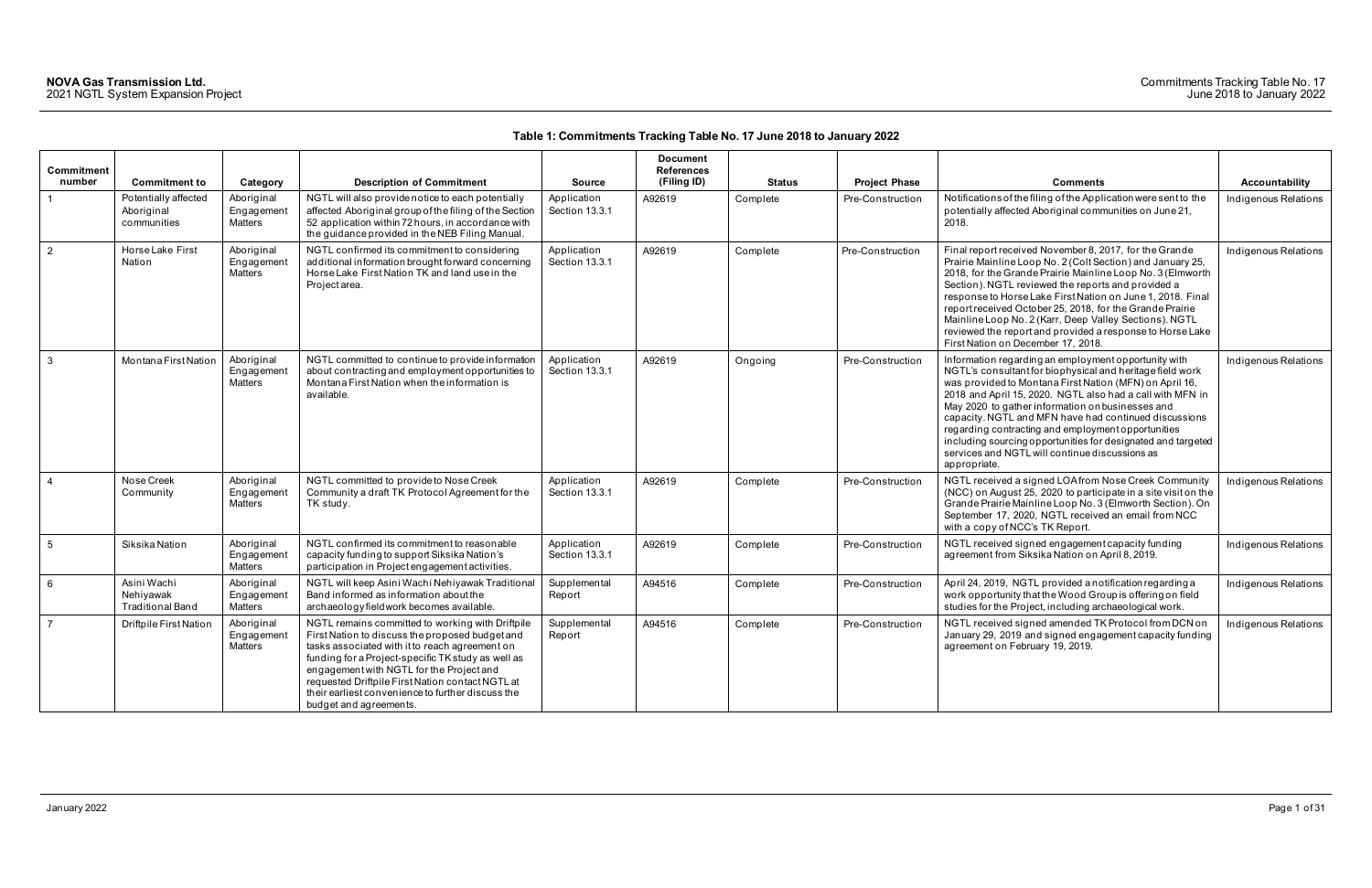**Table 1: Commitments Tracking Table No. 17 June 2018 to January 2022**

| Commitment number | Commitment to | Category | Description of Commitment | Source | Document References (Filing ID) | Status | Project Phase | Comments | Accountability |
|---|---|---|---|---|---|---|---|---|---|
| 1 | Potentially affected Aboriginal communities | Aboriginal Engagement Matters | NGTL will also provide notice to each potentially affected Aboriginal group of the filing of the Section 52 application within 72 hours, in accordance with the guidance provided in the NEB Filing Manual. | Application Section 13.3.1 | A92619 | Complete | Pre-Construction | Notifications of the filing of the Application were sent to the potentially affected Aboriginal communities on June 21, 2018. | Indigenous Relations |
| 2 | Horse Lake First Nation | Aboriginal Engagement Matters | NGTL confirmed its commitment to considering additional information brought forward concerning Horse Lake First Nation TK and land use in the Project area. | Application Section 13.3.1 | A92619 | Complete | Pre-Construction | Final report received November 8, 2017, for the Grande Prairie Mainline Loop No. 2 (Colt Section) and January 25, 2018, for the Grande Prairie Mainline Loop No. 3 (Elmworth Section). NGTL reviewed the reports and provided a response to Horse Lake First Nation on June 1, 2018. Final report received October 25, 2018, for the Grande Prairie Mainline Loop No. 2 (Karr, Deep Valley Sections). NGTL reviewed the report and provided a response to Horse Lake First Nation on December 17, 2018. | Indigenous Relations |
| 3 | Montana First Nation | Aboriginal Engagement Matters | NGTL committed to continue to provide information about contracting and employment opportunities to Montana First Nation when the information is available. | Application Section 13.3.1 | A92619 | Ongoing | Pre-Construction | Information regarding an employment opportunity with NGTL's consultant for biophysical and heritage field work was provided to Montana First Nation (MFN) on April 16, 2018 and April 15, 2020. NGTL also had a call with MFN in May 2020 to gather information on businesses and capacity. NGTL and MFN have had continued discussions regarding contracting and employment opportunities including sourcing opportunities for designated and targeted services and NGTL will continue discussions as appropriate. | Indigenous Relations |
| 4 | Nose Creek Community | Aboriginal Engagement Matters | NGTL committed to provide to Nose Creek Community a draft TK Protocol Agreement for the TK study. | Application Section 13.3.1 | A92619 | Complete | Pre-Construction | NGTL received a signed LOA from Nose Creek Community (NCC) on August 25, 2020 to participate in a site visit on the Grande Prairie Mainline Loop No. 3 (Elmworth Section). On September 17, 2020, NGTL received an email from NCC with a copy of NCC's TK Report. | Indigenous Relations |
| 5 | Siksika Nation | Aboriginal Engagement Matters | NGTL confirmed its commitment to reasonable capacity funding to support Siksika Nation's participation in Project engagement activities. | Application Section 13.3.1 | A92619 | Complete | Pre-Construction | NGTL received signed engagement capacity funding agreement from Siksika Nation on April 8, 2019. | Indigenous Relations |
| 6 | Asini Wachi Nehiyawak Traditional Band | Aboriginal Engagement Matters | NGTL will keep Asini Wachi Nehiyawak Traditional Band informed as information about the archaeology fieldwork becomes available. | Supplemental Report | A94516 | Complete | Pre-Construction | April 24, 2019, NGTL provided a notification regarding a work opportunity that the Wood Group is offering on field studies for the Project, including archaeological work. | Indigenous Relations |
| 7 | Driftpile First Nation | Aboriginal Engagement Matters | NGTL remains committed to working with Driftpile First Nation to discuss the proposed budget and tasks associated with it to reach agreement on funding for a Project-specific TK study as well as engagement with NGTL for the Project and requested Driftpile First Nation contact NGTL at their earliest convenience to further discuss the budget and agreements. | Supplemental Report | A94516 | Complete | Pre-Construction | NGTL received signed amended TK Protocol from DCN on January 29, 2019 and signed engagement capacity funding agreement on February 19, 2019. | Indigenous Relations |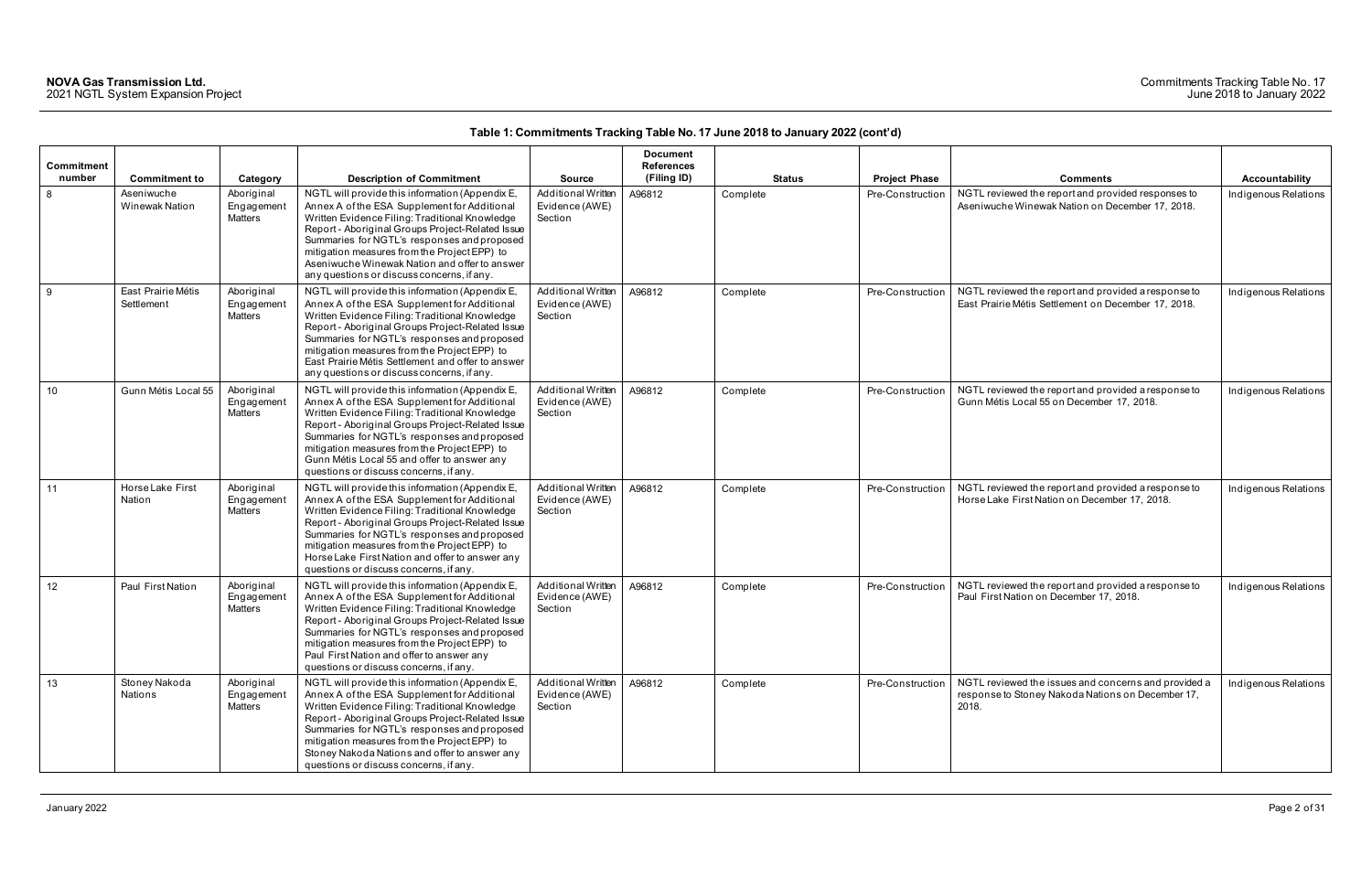**Table 1: Commitments Tracking Table No. 17 June 2018 to January 2022 (cont'd)**

| Commitment number | Commitment to | Category | Description of Commitment | Source | Document References (Filing ID) | Status | Project Phase | Comments | Accountability |
|---|---|---|---|---|---|---|---|---|---|
| 8 | Aseniwuche Winewak Nation | Aboriginal Engagement Matters | NGTL will provide this information (Appendix E, Annex A of the ESA Supplement for Additional Written Evidence Filing: Traditional Knowledge Report - Aboriginal Groups Project-Related Issue Summaries for NGTL's responses and proposed mitigation measures from the Project EPP) to Aseniwuche Winewak Nation and offer to answer any questions or discuss concerns, if any. | Additional Written Evidence (AWE) Section | A96812 | Complete | Pre-Construction | NGTL reviewed the report and provided responses to Aseniwuche Winewak Nation on December 17, 2018. | Indigenous Relations |
| 9 | East Prairie Métis Settlement | Aboriginal Engagement Matters | NGTL will provide this information (Appendix E, Annex A of the ESA Supplement for Additional Written Evidence Filing: Traditional Knowledge Report - Aboriginal Groups Project-Related Issue Summaries for NGTL's responses and proposed mitigation measures from the Project EPP) to East Prairie Métis Settlement and offer to answer any questions or discuss concerns, if any. | Additional Written Evidence (AWE) Section | A96812 | Complete | Pre-Construction | NGTL reviewed the report and provided a response to East Prairie Métis Settlement on December 17, 2018. | Indigenous Relations |
| 10 | Gunn Métis Local 55 | Aboriginal Engagement Matters | NGTL will provide this information (Appendix E, Annex A of the ESA Supplement for Additional Written Evidence Filing: Traditional Knowledge Report - Aboriginal Groups Project-Related Issue Summaries for NGTL's responses and proposed mitigation measures from the Project EPP) to Gunn Métis Local 55 and offer to answer any questions or discuss concerns, if any. | Additional Written Evidence (AWE) Section | A96812 | Complete | Pre-Construction | NGTL reviewed the report and provided a response to Gunn Métis Local 55 on December 17, 2018. | Indigenous Relations |
| 11 | Horse Lake First Nation | Aboriginal Engagement Matters | NGTL will provide this information (Appendix E, Annex A of the ESA Supplement for Additional Written Evidence Filing: Traditional Knowledge Report - Aboriginal Groups Project-Related Issue Summaries for NGTL's responses and proposed mitigation measures from the Project EPP) to Horse Lake First Nation and offer to answer any questions or discuss concerns, if any. | Additional Written Evidence (AWE) Section | A96812 | Complete | Pre-Construction | NGTL reviewed the report and provided a response to Horse Lake First Nation on December 17, 2018. | Indigenous Relations |
| 12 | Paul First Nation | Aboriginal Engagement Matters | NGTL will provide this information (Appendix E, Annex A of the ESA Supplement for Additional Written Evidence Filing: Traditional Knowledge Report - Aboriginal Groups Project-Related Issue Summaries for NGTL's responses and proposed mitigation measures from the Project EPP) to Paul First Nation and offer to answer any questions or discuss concerns, if any. | Additional Written Evidence (AWE) Section | A96812 | Complete | Pre-Construction | NGTL reviewed the report and provided a response to Paul First Nation on December 17, 2018. | Indigenous Relations |
| 13 | Stoney Nakoda Nations | Aboriginal Engagement Matters | NGTL will provide this information (Appendix E, Annex A of the ESA Supplement for Additional Written Evidence Filing: Traditional Knowledge Report - Aboriginal Groups Project-Related Issue Summaries for NGTL's responses and proposed mitigation measures from the Project EPP) to Stoney Nakoda Nations and offer to answer any questions or discuss concerns, if any. | Additional Written Evidence (AWE) Section | A96812 | Complete | Pre-Construction | NGTL reviewed the issues and concerns and provided a response to Stoney Nakoda Nations on December 17, 2018. | Indigenous Relations |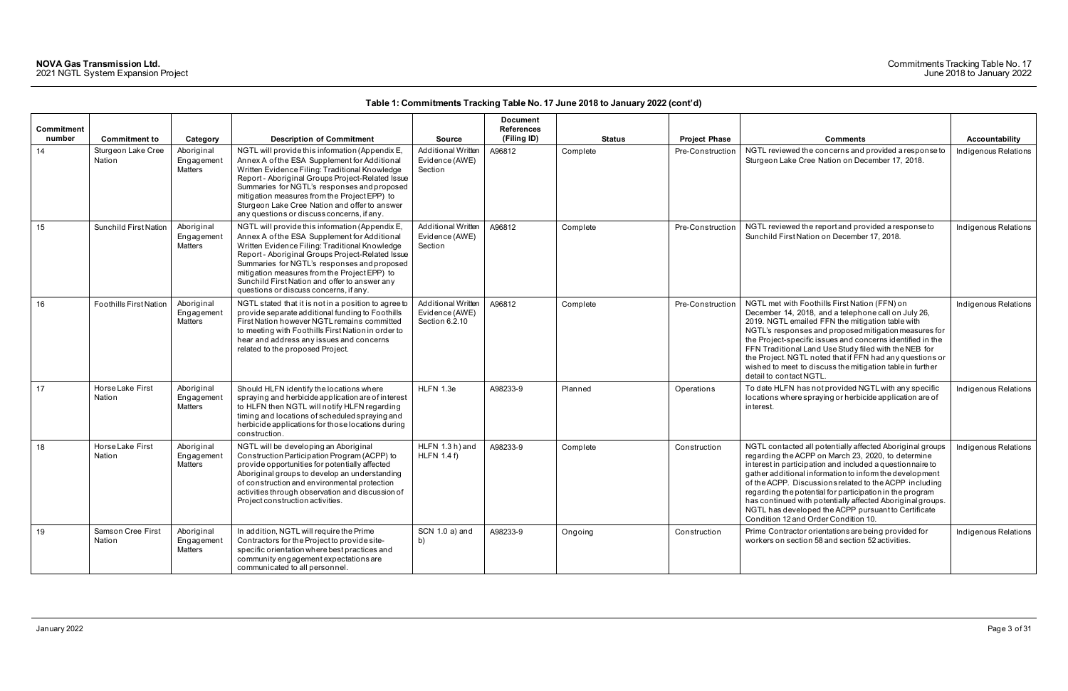**Table 1: Commitments Tracking Table No. 17 June 2018 to January 2022 (cont'd)**

| Commitment number | Commitment to | Category | Description of Commitment | Source | Document References (Filing ID) | Status | Project Phase | Comments | Accountability |
|---|---|---|---|---|---|---|---|---|---|
| 14 | Sturgeon Lake Cree Nation | Aboriginal Engagement Matters | NGTL will provide this information (Appendix E, Annex A of the ESA Supplement for Additional Written Evidence Filing: Traditional Knowledge Report - Aboriginal Groups Project-Related Issue Summaries for NGTL's responses and proposed mitigation measures from the Project EPP) to Sturgeon Lake Cree Nation and offer to answer any questions or discuss concerns, if any. | Additional Written Evidence (AWE) Section | A96812 | Complete | Pre-Construction | NGTL reviewed the concerns and provided a response to Sturgeon Lake Cree Nation on December 17, 2018. | Indigenous Relations |
| 15 | Sunchild First Nation | Aboriginal Engagement Matters | NGTL will provide this information (Appendix E, Annex A of the ESA Supplement for Additional Written Evidence Filing: Traditional Knowledge Report - Aboriginal Groups Project-Related Issue Summaries for NGTL's responses and proposed mitigation measures from the Project EPP) to Sunchild First Nation and offer to answer any questions or discuss concerns, if any. | Additional Written Evidence (AWE) Section | A96812 | Complete | Pre-Construction | NGTL reviewed the report and provided a response to Sunchild First Nation on December 17, 2018. | Indigenous Relations |
| 16 | Foothills First Nation | Aboriginal Engagement Matters | NGTL stated that it is not in a position to agree to provide separate additional funding to Foothills First Nation however NGTL remains committed to meeting with Foothills First Nation in order to hear and address any issues and concerns related to the proposed Project. | Additional Written Evidence (AWE) Section 6.2.10 | A96812 | Complete | Pre-Construction | NGTL met with Foothills First Nation (FFN) on December 14, 2018, and a telephone call on July 26, 2019. NGTL emailed FFN the mitigation table with NGTL's responses and proposed mitigation measures for the Project-specific issues and concerns identified in the FFN Traditional Land Use Study filed with the NEB for the Project. NGTL noted that if FFN had any questions or wished to meet to discuss the mitigation table in further detail to contact NGTL. | Indigenous Relations |
| 17 | Horse Lake First Nation | Aboriginal Engagement Matters | Should HLFN identify the locations where spraying and herbicide application are of interest to HLFN then NGTL will notify HLFN regarding timing and locations of scheduled spraying and herbicide applications for those locations during construction. | HLFN 1.3e | A98233-9 | Planned | Operations | To date HLFN has not provided NGTL with any specific locations where spraying or herbicide application are of interest. | Indigenous Relations |
| 18 | Horse Lake First Nation | Aboriginal Engagement Matters | NGTL will be developing an Aboriginal Construction Participation Program (ACPP) to provide opportunities for potentially affected Aboriginal groups to develop an understanding of construction and environmental protection activities through observation and discussion of Project construction activities. | HLFN 1.3 h) and HLFN 1.4 f) | A98233-9 | Complete | Construction | NGTL contacted all potentially affected Aboriginal groups regarding the ACPP on March 23, 2020, to determine interest in participation and included a questionnaire to gather additional information to inform the development of the ACPP. Discussions related to the ACPP including regarding the potential for participation in the program has continued with potentially affected Aboriginal groups. NGTL has developed the ACPP pursuant to Certificate Condition 12 and Order Condition 10. | Indigenous Relations |
| 19 | Samson Cree First Nation | Aboriginal Engagement Matters | In addition, NGTL will require the Prime Contractors for the Project to provide site-specific orientation where best practices and community engagement expectations are communicated to all personnel. | SCN 1.0 a) and b) | A98233-9 | Ongoing | Construction | Prime Contractor orientations are being provided for workers on section 58 and section 52 activities. | Indigenous Relations |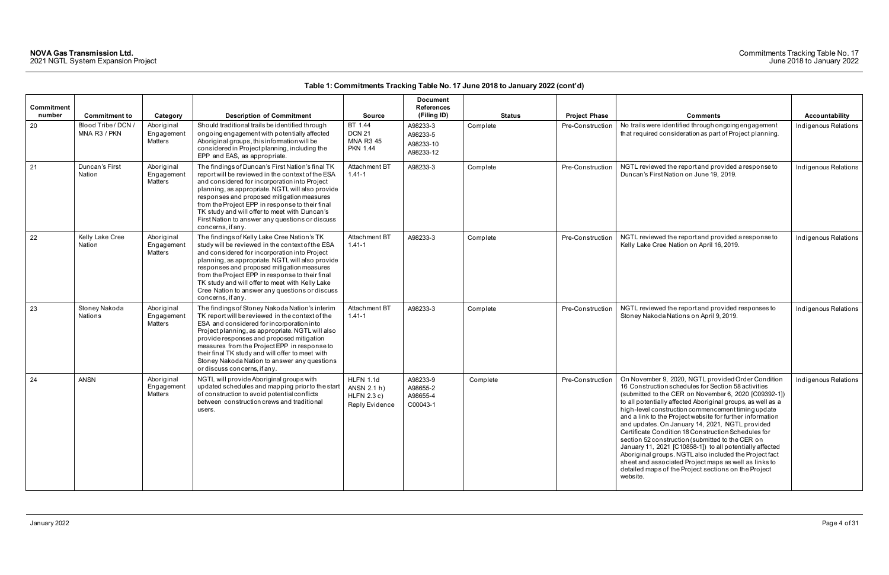**Table 1: Commitments Tracking Table No. 17 June 2018 to January 2022 (cont'd)**

| Commitment number | Commitment to | Category | Description of Commitment | Source | Document References (Filing ID) | Status | Project Phase | Comments | Accountability |
|---|---|---|---|---|---|---|---|---|---|
| 20 | Blood Tribe / DCN / MNA R3 / PKN | Aboriginal Engagement Matters | Should traditional trails be identified through ongoing engagement with potentially affected Aboriginal groups, this information will be considered in Project planning, including the EPP and EAS, as appropriate. | BT 1.44 DCN 21 MNA R3 45 PKN 1.44 | A98233-3 A98233-5 A98233-10 A98233-12 | Complete | Pre-Construction | No trails were identified through ongoing engagement that required consideration as part of Project planning. | Indigenous Relations |
| 21 | Duncan's First Nation | Aboriginal Engagement Matters | The findings of Duncan's First Nation's final TK report will be reviewed in the context of the ESA and considered for incorporation into Project planning, as appropriate. NGTL will also provide responses and proposed mitigation measures from the Project EPP in response to their final TK study and will offer to meet with Duncan's First Nation to answer any questions or discuss concerns, if any. | Attachment BT 1.41-1 | A98233-3 | Complete | Pre-Construction | NGTL reviewed the report and provided a response to Duncan's First Nation on June 19, 2019. | Indigenous Relations |
| 22 | Kelly Lake Cree Nation | Aboriginal Engagement Matters | The findings of Kelly Lake Cree Nation's TK study will be reviewed in the context of the ESA and considered for incorporation into Project planning, as appropriate. NGTL will also provide responses and proposed mitigation measures from the Project EPP in response to their final TK study and will offer to meet with Kelly Lake Cree Nation to answer any questions or discuss concerns, if any. | Attachment BT 1.41-1 | A98233-3 | Complete | Pre-Construction | NGTL reviewed the report and provided a response to Kelly Lake Cree Nation on April 16, 2019. | Indigenous Relations |
| 23 | Stoney Nakoda Nations | Aboriginal Engagement Matters | The findings of Stoney Nakoda Nation's interim TK report will be reviewed in the context of the ESA and considered for incorporation into Project planning, as appropriate. NGTL will also provide responses and proposed mitigation measures from the Project EPP in response to their final TK study and will offer to meet with Stoney Nakoda Nation to answer any questions or discuss concerns, if any. | Attachment BT 1.41-1 | A98233-3 | Complete | Pre-Construction | NGTL reviewed the report and provided responses to Stoney Nakoda Nations on April 9, 2019. | Indigenous Relations |
| 24 | ANSN | Aboriginal Engagement Matters | NGTL will provide Aboriginal groups with updated schedules and mapping prior to the start of construction to avoid potential conflicts between construction crews and traditional users. | HLFN 1.1d ANSN 2.1 h) HLFN 2.3 c) Reply Evidence | A98233-9 A98655-2 A98655-4 C00043-1 | Complete | Pre-Construction | On November 9, 2020, NGTL provided Order Condition 16 Construction schedules for Section 58 activities (submitted to the CER on November 6, 2020 [C09392-1]) to all potentially affected Aboriginal groups, as well as a high-level construction commencement timing update and a link to the Project website for further information and updates. On January 14, 2021, NGTL provided Certificate Condition 18 Construction Schedules for section 52 construction (submitted to the CER on January 11, 2021 [C10858-1]) to all potentially affected Aboriginal groups. NGTL also included the Project fact sheet and associated Project maps as well as links to detailed maps of the Project sections on the Project website. | Indigenous Relations |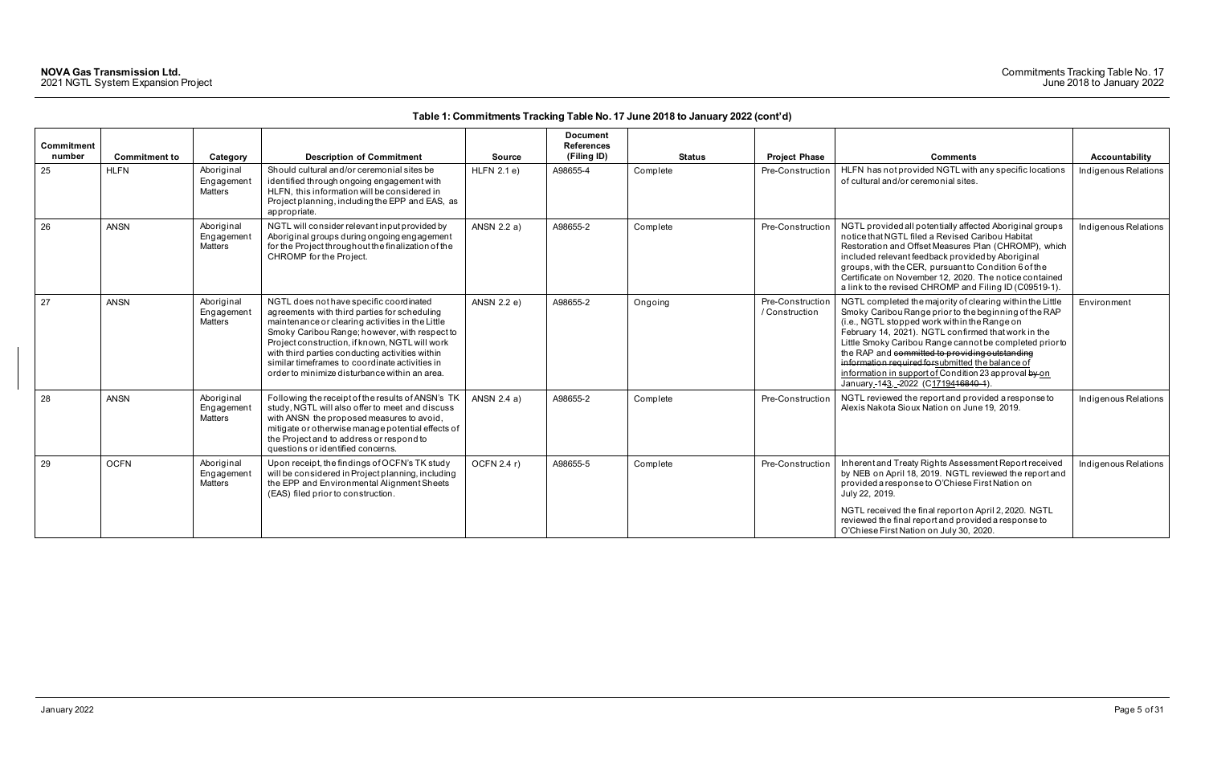**Table 1: Commitments Tracking Table No. 17 June 2018 to January 2022 (cont'd)**

| Commitment number | Commitment to | Category | Description of Commitment | Source | Document References (Filing ID) | Status | Project Phase | Comments | Accountability |
|---|---|---|---|---|---|---|---|---|---|
| 25 | HLFN | Aboriginal Engagement Matters | Should cultural and/or ceremonial sites be identified through ongoing engagement with HLFN, this information will be considered in Project planning, including the EPP and EAS, as appropriate. | HLFN 2.1 e) | A98655-4 | Complete | Pre-Construction | HLFN has not provided NGTL with any specific locations of cultural and/or ceremonial sites. | Indigenous Relations |
| 26 | ANSN | Aboriginal Engagement Matters | NGTL will consider relevant input provided by Aboriginal groups during ongoing engagement for the Project throughout the finalization of the CHROMP for the Project. | ANSN 2.2 a) | A98655-2 | Complete | Pre-Construction | NGTL provided all potentially affected Aboriginal groups notice that NGTL filed a Revised Caribou Habitat Restoration and Offset Measures Plan (CHROMP), which included relevant feedback provided by Aboriginal groups, with the CER, pursuant to Condition 6 of the Certificate on November 12, 2020. The notice contained a link to the revised CHROMP and Filing ID (C09519-1). | Indigenous Relations |
| 27 | ANSN | Aboriginal Engagement Matters | NGTL does not have specific coordinated agreements with third parties for scheduling maintenance or clearing activities in the Little Smoky Caribou Range; however, with respect to Project construction, if known, NGTL will work with third parties conducting activities within similar timeframes to coordinate activities in order to minimize disturbance within an area. | ANSN 2.2 e) | A98655-2 | Ongoing | Pre-Construction / Construction | NGTL completed the majority of clearing within the Little Smoky Caribou Range prior to the beginning of the RAP (i.e., NGTL stopped work within the Range on February 14, 2021). NGTL confirmed that work in the Little Smoky Caribou Range cannot be completed prior to the RAP and ~~committed to providing outstanding information required for~~submitted the balance of information in support of Condition 23 approval ~~by~~ on January ~~14~~13, 2022 (C17194~~16840-1~~). | Environment |
| 28 | ANSN | Aboriginal Engagement Matters | Following the receipt of the results of ANSN's TK study, NGTL will also offer to meet and discuss with ANSN the proposed measures to avoid, mitigate or otherwise manage potential effects of the Project and to address or respond to questions or identified concerns. | ANSN 2.4 a) | A98655-2 | Complete | Pre-Construction | NGTL reviewed the report and provided a response to Alexis Nakota Sioux Nation on June 19, 2019. | Indigenous Relations |
| 29 | OCFN | Aboriginal Engagement Matters | Upon receipt, the findings of OCFN's TK study will be considered in Project planning, including the EPP and Environmental Alignment Sheets (EAS) filed prior to construction. | OCFN 2.4 r) | A98655-5 | Complete | Pre-Construction | Inherent and Treaty Rights Assessment Report received by NEB on April 18, 2019. NGTL reviewed the report and provided a response to O'Chiese First Nation on July 22, 2019.<br><br>NGTL received the final report on April 2, 2020. NGTL reviewed the final report and provided a response to O'Chiese First Nation on July 30, 2020. | Indigenous Relations |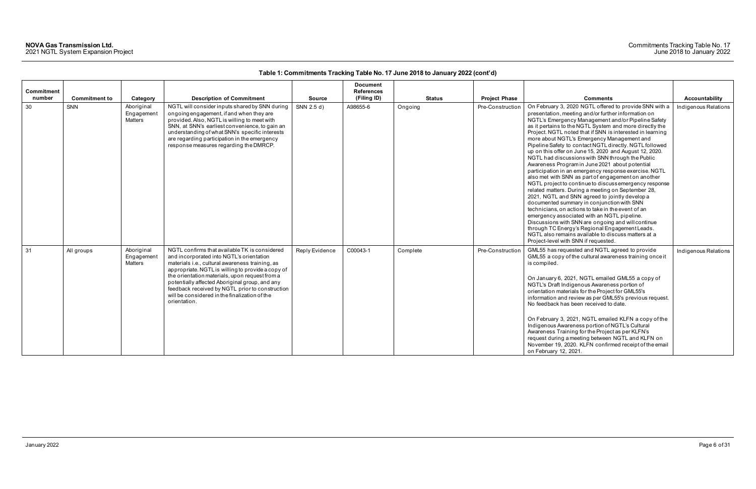**Table 1: Commitments Tracking Table No. 17 June 2018 to January 2022 (cont'd)**

| Commitment number | Commitment to | Category | Description of Commitment | Source | Document References (Filing ID) | Status | Project Phase | Comments | Accountability |
|---|---|---|---|---|---|---|---|---|---|
| 30 | SNN | Aboriginal Engagement Matters | NGTL will consider inputs shared by SNN during ongoing engagement, if and when they are provided. Also, NGTL is willing to meet with SNN, at SNN's earliest convenience, to gain an understanding of what SNN's specific interests are regarding participation in the emergency response measures regarding the DMRCP. | SNN 2.5 d) | A98655-6 | Ongoing | Pre-Construction | On February 3, 2020 NGTL offered to provide SNN with a presentation, meeting and/or further information on NGTL's Emergency Management and/or Pipeline Safety as it pertains to the NGTL System and more directly the Project. NGTL noted that if SNN is interested in learning more about NGTL's Emergency Management and Pipeline Safety to contact NGTL directly. NGTL followed up on this offer on June 15, 2020 and August 12, 2020. NGTL had discussions with SNN through the Public Awareness Program in June 2021 about potential participation in an emergency response exercise. NGTL also met with SNN as part of engagement on another NGTL project to continue to discuss emergency response related matters. During a meeting on September 28, 2021, NGTL and SNN agreed to jointly develop a documented summary in conjunction with SNN technicians, on actions to take in the event of an emergency associated with an NGTL pipeline. Discussions with SNN are ongoing and will continue through TC Energy's Regional Engagement Leads. NGTL also remains available to discuss matters at a Project-level with SNN if requested. | Indigenous Relations |
| 31 | All groups | Aboriginal Engagement Matters | NGTL confirms that available TK is considered and incorporated into NGTL's orientation materials i.e., cultural awareness training, as appropriate. NGTL is willing to provide a copy of the orientation materials, upon request from a potentially affected Aboriginal group, and any feedback received by NGTL prior to construction will be considered in the finalization of the orientation. | Reply Evidence | C00043-1 | Complete | Pre-Construction | GML55 has requested and NGTL agreed to provide GML55 a copy of the cultural awareness training once it is compiled.<br><br>On January 6, 2021, NGTL emailed GML55 a copy of NGTL's Draft Indigenous Awareness portion of orientation materials for the Project for GML55's information and review as per GML55's previous request. No feedback has been received to date.<br><br>On February 3, 2021, NGTL emailed KLFN a copy of the Indigenous Awareness portion of NGTL's Cultural Awareness Training for the Project as per KLFN's request during a meeting between NGTL and KLFN on November 19, 2020. KLFN confirmed receipt of the email on February 12, 2021. | Indigenous Relations |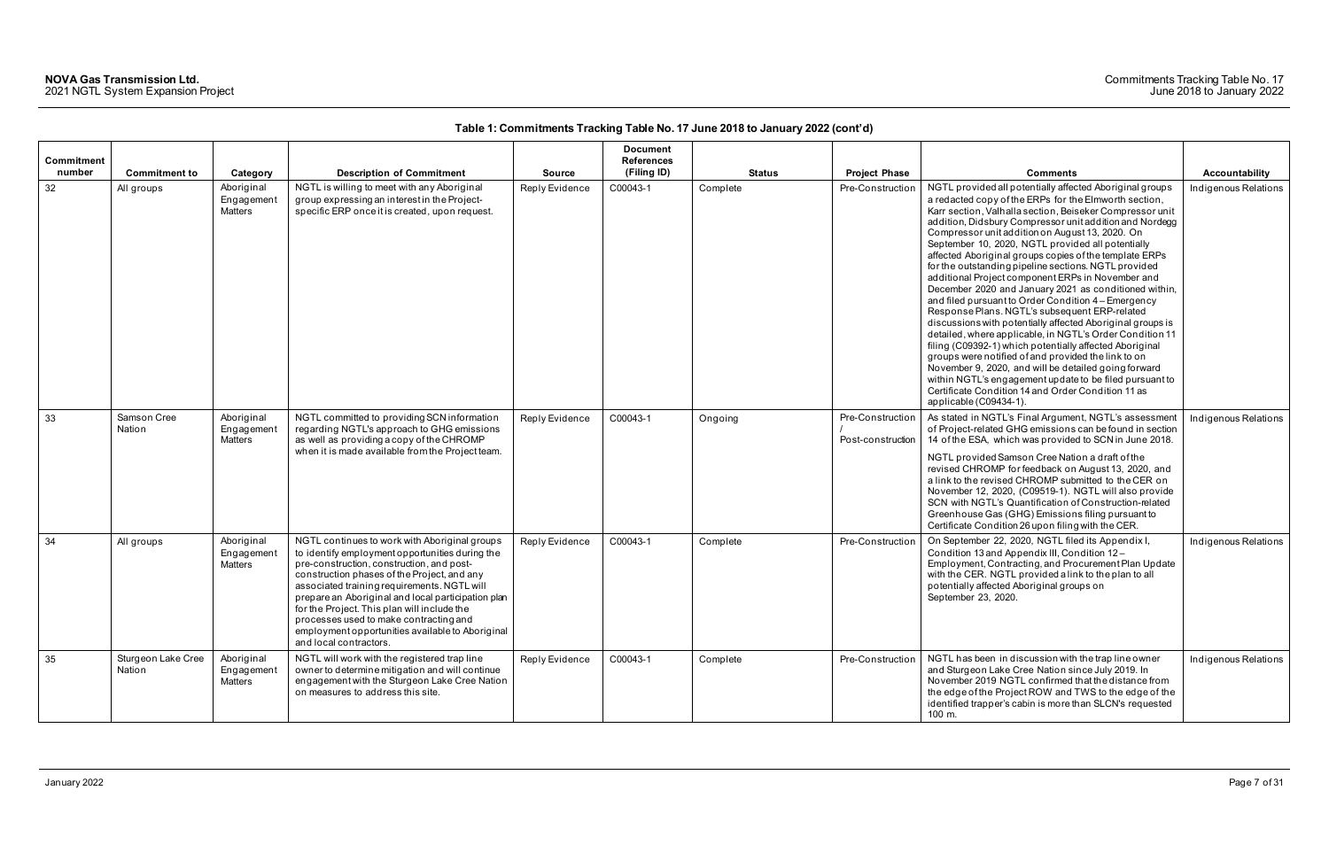**Table 1: Commitments Tracking Table No. 17 June 2018 to January 2022 (cont'd)**

| Commitment number | Commitment to | Category | Description of Commitment | Source | Document References (Filing ID) | Status | Project Phase | Comments | Accountability |
|---|---|---|---|---|---|---|---|---|---|
| 32 | All groups | Aboriginal Engagement Matters | NGTL is willing to meet with any Aboriginal group expressing an interest in the Project-specific ERP once it is created, upon request. | Reply Evidence | C00043-1 | Complete | Pre-Construction | NGTL provided all potentially affected Aboriginal groups a redacted copy of the ERPs for the Elmworth section, Karr section, Valhalla section, Beiseker Compressor unit addition, Didsbury Compressor unit addition and Nordegg Compressor unit addition on August 13, 2020. On September 10, 2020, NGTL provided all potentially affected Aboriginal groups copies of the template ERPs for the outstanding pipeline sections. NGTL provided additional Project component ERPs in November and December 2020 and January 2021 as conditioned within, and filed pursuant to Order Condition 4 – Emergency Response Plans. NGTL's subsequent ERP-related discussions with potentially affected Aboriginal groups is detailed, where applicable, in NGTL's Order Condition 11 filing (C09392-1) which potentially affected Aboriginal groups were notified of and provided the link to on November 9, 2020, and will be detailed going forward within NGTL's engagement update to be filed pursuant to Certificate Condition 14 and Order Condition 11 as applicable (C09434-1). | Indigenous Relations |
| 33 | Samson Cree Nation | Aboriginal Engagement Matters | NGTL committed to providing SCN information regarding NGTL's approach to GHG emissions as well as providing a copy of the CHROMP when it is made available from the Project team. | Reply Evidence | C00043-1 | Ongoing | Pre-Construction / Post-construction | As stated in NGTL's Final Argument, NGTL's assessment of Project-related GHG emissions can be found in section 14 of the ESA, which was provided to SCN in June 2018.<br><br>NGTL provided Samson Cree Nation a draft of the revised CHROMP for feedback on August 13, 2020, and a link to the revised CHROMP submitted to the CER on November 12, 2020, (C09519-1). NGTL will also provide SCN with NGTL's Quantification of Construction-related Greenhouse Gas (GHG) Emissions filing pursuant to Certificate Condition 26 upon filing with the CER. | Indigenous Relations |
| 34 | All groups | Aboriginal Engagement Matters | NGTL continues to work with Aboriginal groups to identify employment opportunities during the pre-construction, construction, and post-construction phases of the Project, and any associated training requirements. NGTL will prepare an Aboriginal and local participation plan for the Project. This plan will include the processes used to make contracting and employment opportunities available to Aboriginal and local contractors. | Reply Evidence | C00043-1 | Complete | Pre-Construction | On September 22, 2020, NGTL filed its Appendix I, Condition 13 and Appendix III, Condition 12 – Employment, Contracting, and Procurement Plan Update with the CER. NGTL provided a link to the plan to all potentially affected Aboriginal groups on September 23, 2020. | Indigenous Relations |
| 35 | Sturgeon Lake Cree Nation | Aboriginal Engagement Matters | NGTL will work with the registered trap line owner to determine mitigation and will continue engagement with the Sturgeon Lake Cree Nation on measures to address this site. | Reply Evidence | C00043-1 | Complete | Pre-Construction | NGTL has been in discussion with the trap line owner and Sturgeon Lake Cree Nation since July 2019. In November 2019 NGTL confirmed that the distance from the edge of the Project ROW and TWS to the edge of the identified trapper's cabin is more than SLCN's requested 100 m. | Indigenous Relations |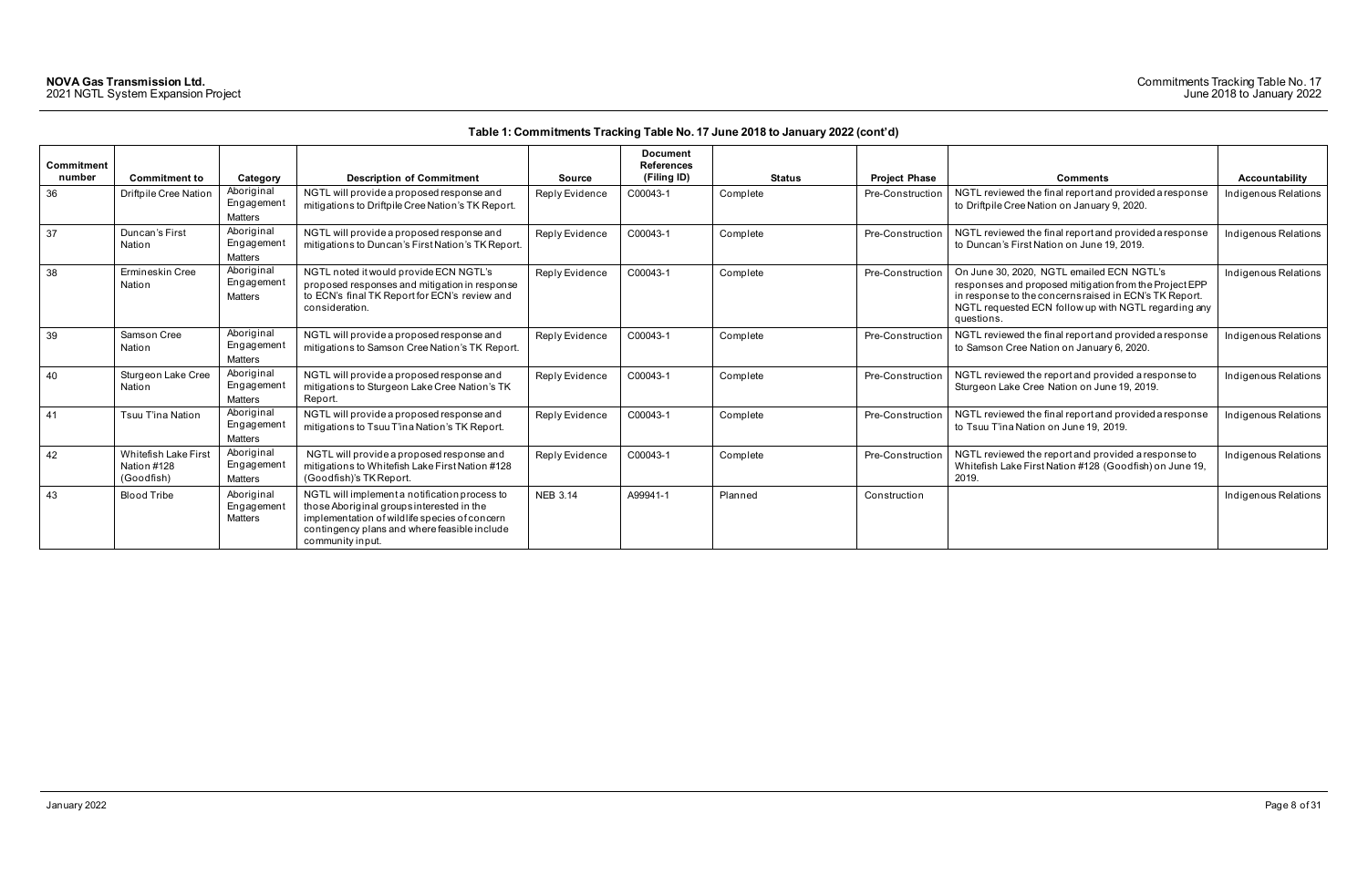**Table 1: Commitments Tracking Table No. 17 June 2018 to January 2022 (cont'd)**

| Commitment number | Commitment to | Category | Description of Commitment | Source | Document References (Filing ID) | Status | Project Phase | Comments | Accountability |
|---|---|---|---|---|---|---|---|---|---|
| 36 | Driftpile Cree Nation | Aboriginal Engagement Matters | NGTL will provide a proposed response and mitigations to Driftpile Cree Nation's TK Report. | Reply Evidence | C00043-1 | Complete | Pre-Construction | NGTL reviewed the final report and provided a response to Driftpile Cree Nation on January 9, 2020. | Indigenous Relations |
| 37 | Duncan's First Nation | Aboriginal Engagement Matters | NGTL will provide a proposed response and mitigations to Duncan's First Nation's TK Report. | Reply Evidence | C00043-1 | Complete | Pre-Construction | NGTL reviewed the final report and provided a response to Duncan's First Nation on June 19, 2019. | Indigenous Relations |
| 38 | Ermineskin Cree Nation | Aboriginal Engagement Matters | NGTL noted it would provide ECN NGTL's proposed responses and mitigation in response to ECN's final TK Report for ECN's review and consideration. | Reply Evidence | C00043-1 | Complete | Pre-Construction | On June 30, 2020, NGTL emailed ECN NGTL's responses and proposed mitigation from the Project EPP in response to the concerns raised in ECN's TK Report. NGTL requested ECN follow up with NGTL regarding any questions. | Indigenous Relations |
| 39 | Samson Cree Nation | Aboriginal Engagement Matters | NGTL will provide a proposed response and mitigations to Samson Cree Nation's TK Report. | Reply Evidence | C00043-1 | Complete | Pre-Construction | NGTL reviewed the final report and provided a response to Samson Cree Nation on January 6, 2020. | Indigenous Relations |
| 40 | Sturgeon Lake Cree Nation | Aboriginal Engagement Matters | NGTL will provide a proposed response and mitigations to Sturgeon Lake Cree Nation's TK Report. | Reply Evidence | C00043-1 | Complete | Pre-Construction | NGTL reviewed the report and provided a response to Sturgeon Lake Cree Nation on June 19, 2019. | Indigenous Relations |
| 41 | Tsuu T'ina Nation | Aboriginal Engagement Matters | NGTL will provide a proposed response and mitigations to Tsuu T'ina Nation's TK Report. | Reply Evidence | C00043-1 | Complete | Pre-Construction | NGTL reviewed the final report and provided a response to Tsuu T'ina Nation on June 19, 2019. | Indigenous Relations |
| 42 | Whitefish Lake First Nation #128 (Goodfish) | Aboriginal Engagement Matters | NGTL will provide a proposed response and mitigations to Whitefish Lake First Nation #128 (Goodfish)'s TK Report. | Reply Evidence | C00043-1 | Complete | Pre-Construction | NGTL reviewed the report and provided a response to Whitefish Lake First Nation #128 (Goodfish) on June 19, 2019. | Indigenous Relations |
| 43 | Blood Tribe | Aboriginal Engagement Matters | NGTL will implement a notification process to those Aboriginal groups interested in the implementation of wildlife species of concern contingency plans and where feasible include community input. | NEB 3.14 | A99941-1 | Planned | Construction | | Indigenous Relations |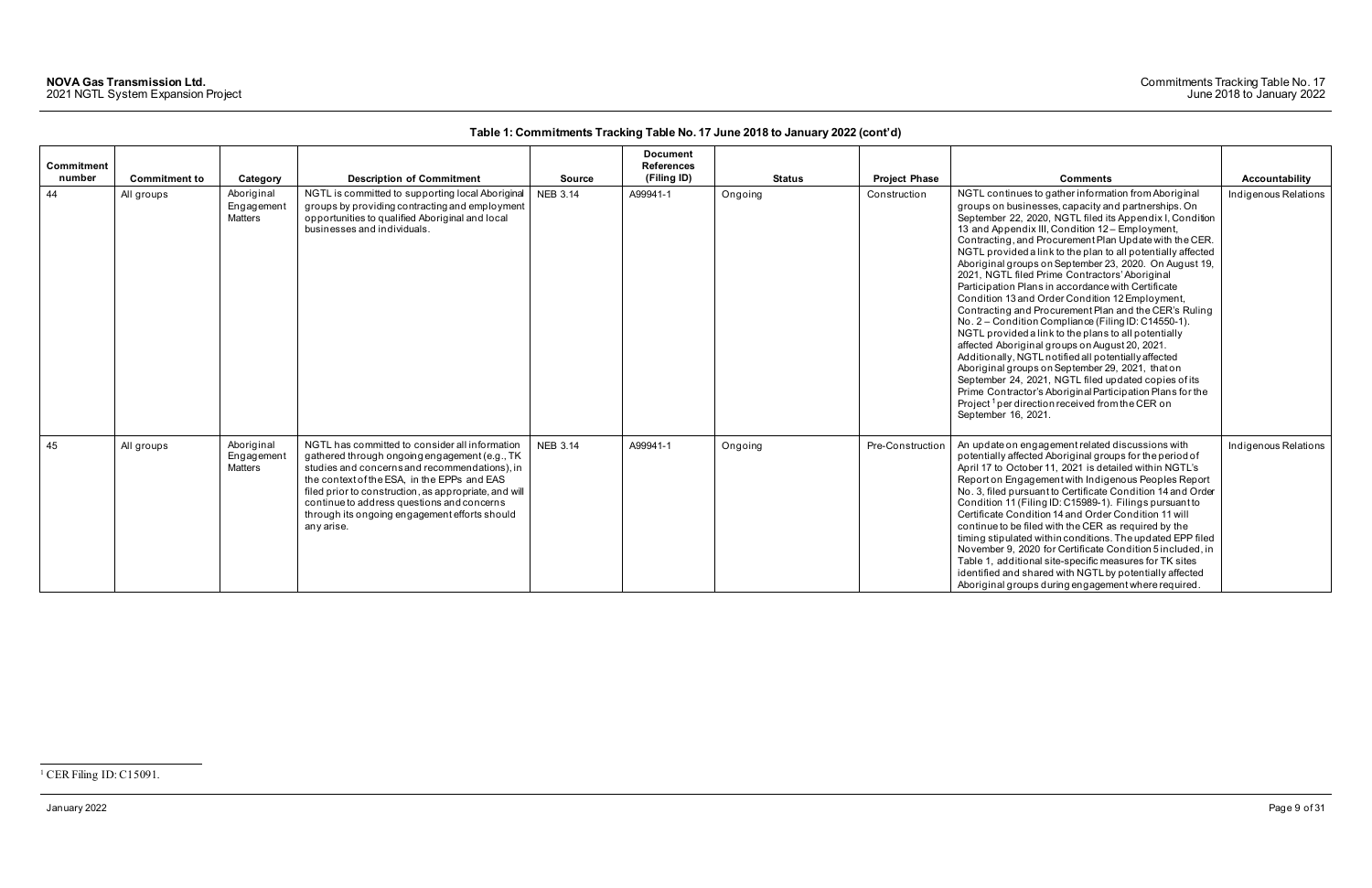**Table 1: Commitments Tracking Table No. 17 June 2018 to January 2022 (cont'd)**

| Commitment number | Commitment to | Category | Description of Commitment | Source | Document References (Filing ID) | Status | Project Phase | Comments | Accountability |
|---|---|---|---|---|---|---|---|---|---|
| 44 | All groups | Aboriginal Engagement Matters | NGTL is committed to supporting local Aboriginal groups by providing contracting and employment opportunities to qualified Aboriginal and local businesses and individuals. | NEB 3.14 | A99941-1 | Ongoing | Construction | NGTL continues to gather information from Aboriginal groups on businesses, capacity and partnerships. On September 22, 2020, NGTL filed its Appendix I, Condition 13 and Appendix III, Condition 12 – Employment, Contracting, and Procurement Plan Update with the CER. NGTL provided a link to the plan to all potentially affected Aboriginal groups on September 23, 2020. On August 19, 2021, NGTL filed Prime Contractors' Aboriginal Participation Plans in accordance with Certificate Condition 13 and Order Condition 12 Employment, Contracting and Procurement Plan and the CER's Ruling No. 2 – Condition Compliance (Filing ID: C14550-1). NGTL provided a link to the plans to all potentially affected Aboriginal groups on August 20, 2021. Additionally, NGTL notified all potentially affected Aboriginal groups on September 29, 2021, that on September 24, 2021, NGTL filed updated copies of its Prime Contractor's Aboriginal Participation Plans for the Project[1] per direction received from the CER on September 16, 2021. | Indigenous Relations |
| 45 | All groups | Aboriginal Engagement Matters | NGTL has committed to consider all information gathered through ongoing engagement (e.g., TK studies and concerns and recommendations), in the context of the ESA, in the EPPs and EAS filed prior to construction, as appropriate, and will continue to address questions and concerns through its ongoing engagement efforts should any arise. | NEB 3.14 | A99941-1 | Ongoing | Pre-Construction | An update on engagement related discussions with potentially affected Aboriginal groups for the period of April 17 to October 11, 2021 is detailed within NGTL's Report on Engagement with Indigenous Peoples Report No. 3, filed pursuant to Certificate Condition 14 and Order Condition 11 (Filing ID: C15989-1). Filings pursuant to Certificate Condition 14 and Order Condition 11 will continue to be filed with the CER as required by the timing stipulated within conditions. The updated EPP filed November 9, 2020 for Certificate Condition 5 included, in Table 1, additional site-specific measures for TK sites identified and shared with NGTL by potentially affected Aboriginal groups during engagement where required. | Indigenous Relations |

[1] CER Filing ID: C15091.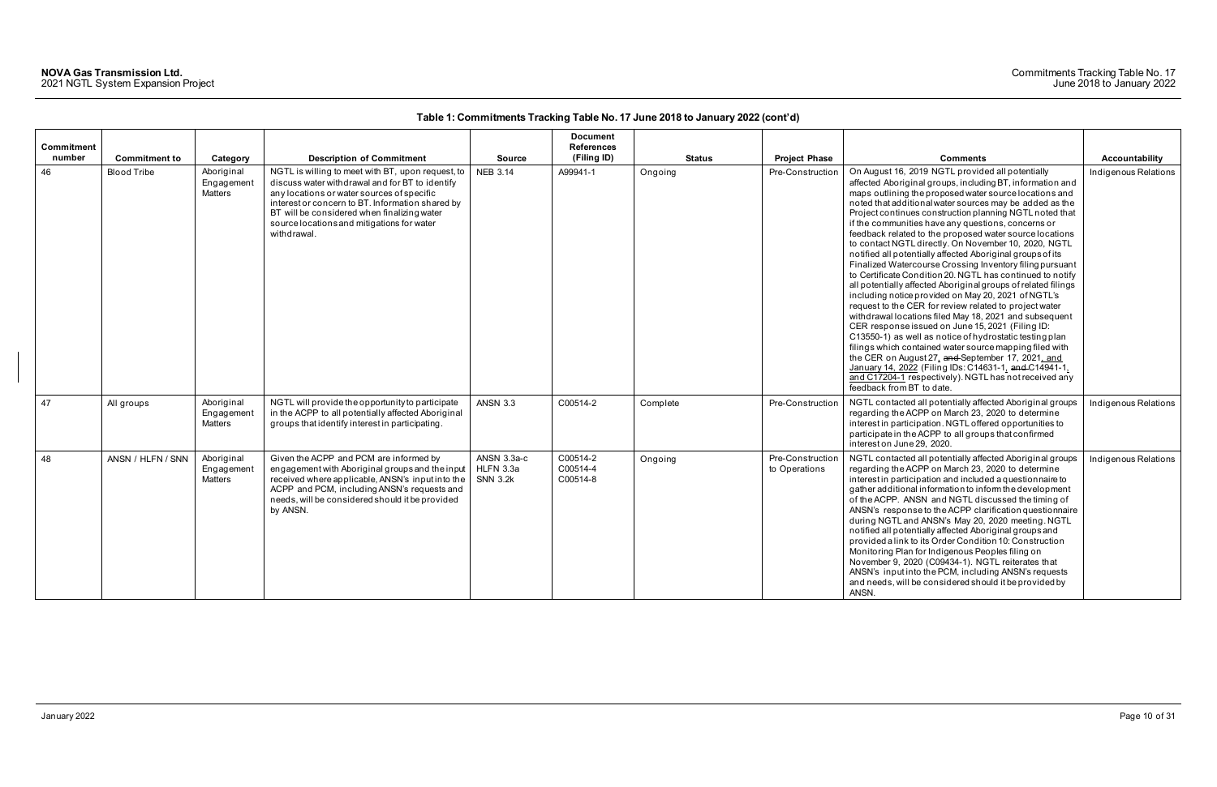**Table 1: Commitments Tracking Table No. 17 June 2018 to January 2022 (cont'd)**

| Commitment number | Commitment to | Category | Description of Commitment | Source | Document References (Filing ID) | Status | Project Phase | Comments | Accountability |
|---|---|---|---|---|---|---|---|---|---|
| 46 | Blood Tribe | Aboriginal Engagement Matters | NGTL is willing to meet with BT, upon request, to discuss water withdrawal and for BT to identify any locations or water sources of specific interest or concern to BT. Information shared by BT will be considered when finalizing water source locations and mitigations for water withdrawal. | NEB 3.14 | A99941-1 | Ongoing | Pre-Construction | On August 16, 2019 NGTL provided all potentially affected Aboriginal groups, including BT, information and maps outlining the proposed water source locations and noted that additional water sources may be added as the Project continues construction planning NGTL noted that if the communities have any questions, concerns or feedback related to the proposed water source locations to contact NGTL directly. On November 10, 2020, NGTL notified all potentially affected Aboriginal groups of its Finalized Watercourse Crossing Inventory filing pursuant to Certificate Condition 20. NGTL has continued to notify all potentially affected Aboriginal groups of related filings including notice provided on May 20, 2021 of NGTL's request to the CER for review related to project water withdrawal locations filed May 18, 2021 and subsequent CER response issued on June 15, 2021 (Filing ID: C13550-1) as well as notice of hydrostatic testing plan filings which contained water source mapping filed with the CER on August 27, ~~and~~ September 17, 2021, and January 14, 2022 (Filing IDs: C14631-1, ~~and~~ C14941-1, and C17204-1 respectively). NGTL has not received any feedback from BT to date. | Indigenous Relations |
| 47 | All groups | Aboriginal Engagement Matters | NGTL will provide the opportunity to participate in the ACPP to all potentially affected Aboriginal groups that identify interest in participating. | ANSN 3.3 | C00514-2 | Complete | Pre-Construction | NGTL contacted all potentially affected Aboriginal groups regarding the ACPP on March 23, 2020 to determine interest in participation. NGTL offered opportunities to participate in the ACPP to all groups that confirmed interest on June 29, 2020. | Indigenous Relations |
| 48 | ANSN / HLFN / SNN | Aboriginal Engagement Matters | Given the ACPP and PCM are informed by engagement with Aboriginal groups and the input received where applicable, ANSN's input into the ACPP and PCM, including ANSN's requests and needs, will be considered should it be provided by ANSN. | ANSN 3.3a-c<br>HLFN 3.3a<br>SNN 3.2k | C00514-2<br>C00514-4<br>C00514-8 | Ongoing | Pre-Construction to Operations | NGTL contacted all potentially affected Aboriginal groups regarding the ACPP on March 23, 2020 to determine interest in participation and included a questionnaire to gather additional information to inform the development of the ACPP. ANSN and NGTL discussed the timing of ANSN's response to the ACPP clarification questionnaire during NGTL and ANSN's May 20, 2020 meeting. NGTL notified all potentially affected Aboriginal groups and provided a link to its Order Condition 10: Construction Monitoring Plan for Indigenous Peoples filing on November 9, 2020 (C09434-1). NGTL reiterates that ANSN's input into the PCM, including ANSN's requests and needs, will be considered should it be provided by ANSN. | Indigenous Relations |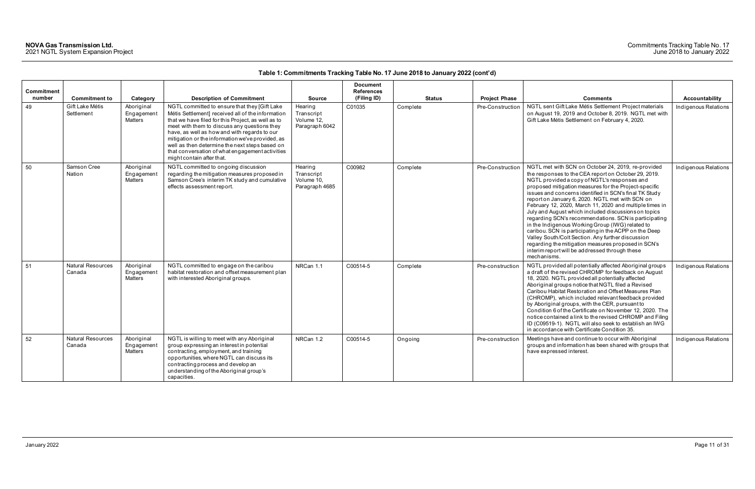**Table 1: Commitments Tracking Table No. 17 June 2018 to January 2022 (cont'd)**

| Commitment number | Commitment to | Category | Description of Commitment | Source | Document References (Filing ID) | Status | Project Phase | Comments | Accountability |
|---|---|---|---|---|---|---|---|---|---|
| 49 | Gift Lake Métis Settlement | Aboriginal Engagement Matters | NGTL committed to ensure that they [Gift Lake Métis Settlement] received all of the information that we have filed for this Project, as well as to meet with them to discuss any questions they have, as well as how and with regards to our mitigation or the information we've provided, as well as then determine the next steps based on that conversation of what engagement activities might contain after that. | Hearing Transcript Volume 12, Paragraph 6042 | C01035 | Complete | Pre-Construction | NGTL sent Gift Lake Métis Settlement Project materials on August 19, 2019 and October 8, 2019. NGTL met with Gift Lake Métis Settlement on February 4, 2020. | Indigenous Relations |
| 50 | Samson Cree Nation | Aboriginal Engagement Matters | NGTL committed to ongoing discussion regarding the mitigation measures proposed in Samson Cree's interim TK study and cumulative effects assessment report. | Hearing Transcript Volume 10, Paragraph 4685 | C00982 | Complete | Pre-Construction | NGTL met with SCN on October 24, 2019, re-provided the responses to the CEA report on October 29, 2019. NGTL provided a copy of NGTL's responses and proposed mitigation measures for the Project-specific issues and concerns identified in SCN's final TK Study report on January 6, 2020. NGTL met with SCN on February 12, 2020, March 11, 2020 and multiple times in July and August which included discussions on topics regarding SCN's recommendations. SCN is participating in the Indigenous Working Group (IWG) related to caribou. SCN is participating in the ACPP on the Deep Valley South/Colt Section. Any further discussion regarding the mitigation measures proposed in SCN's interim report will be addressed through these mechanisms. | Indigenous Relations |
| 51 | Natural Resources Canada | Aboriginal Engagement Matters | NGTL committed to engage on the caribou habitat restoration and offset measurement plan with interested Aboriginal groups. | NRCan 1.1 | C00514-5 | Complete | Pre-construction | NGTL provided all potentially affected Aboriginal groups a draft of the revised CHROMP for feedback on August 18, 2020. NGTL provided all potentially affected Aboriginal groups notice that NGTL filed a Revised Caribou Habitat Restoration and Offset Measures Plan (CHROMP), which included relevant feedback provided by Aboriginal groups, with the CER, pursuant to Condition 6 of the Certificate on November 12, 2020. The notice contained a link to the revised CHROMP and Filing ID (C09519-1). NGTL will also seek to establish an IWG in accordance with Certificate Condition 35. | Indigenous Relations |
| 52 | Natural Resources Canada | Aboriginal Engagement Matters | NGTL is willing to meet with any Aboriginal group expressing an interest in potential contracting, employment, and training opportunities, where NGTL can discuss its contracting process and develop an understanding of the Aboriginal group's capacities. | NRCan 1.2 | C00514-5 | Ongoing | Pre-construction | Meetings have and continue to occur with Aboriginal groups and information has been shared with groups that have expressed interest. | Indigenous Relations |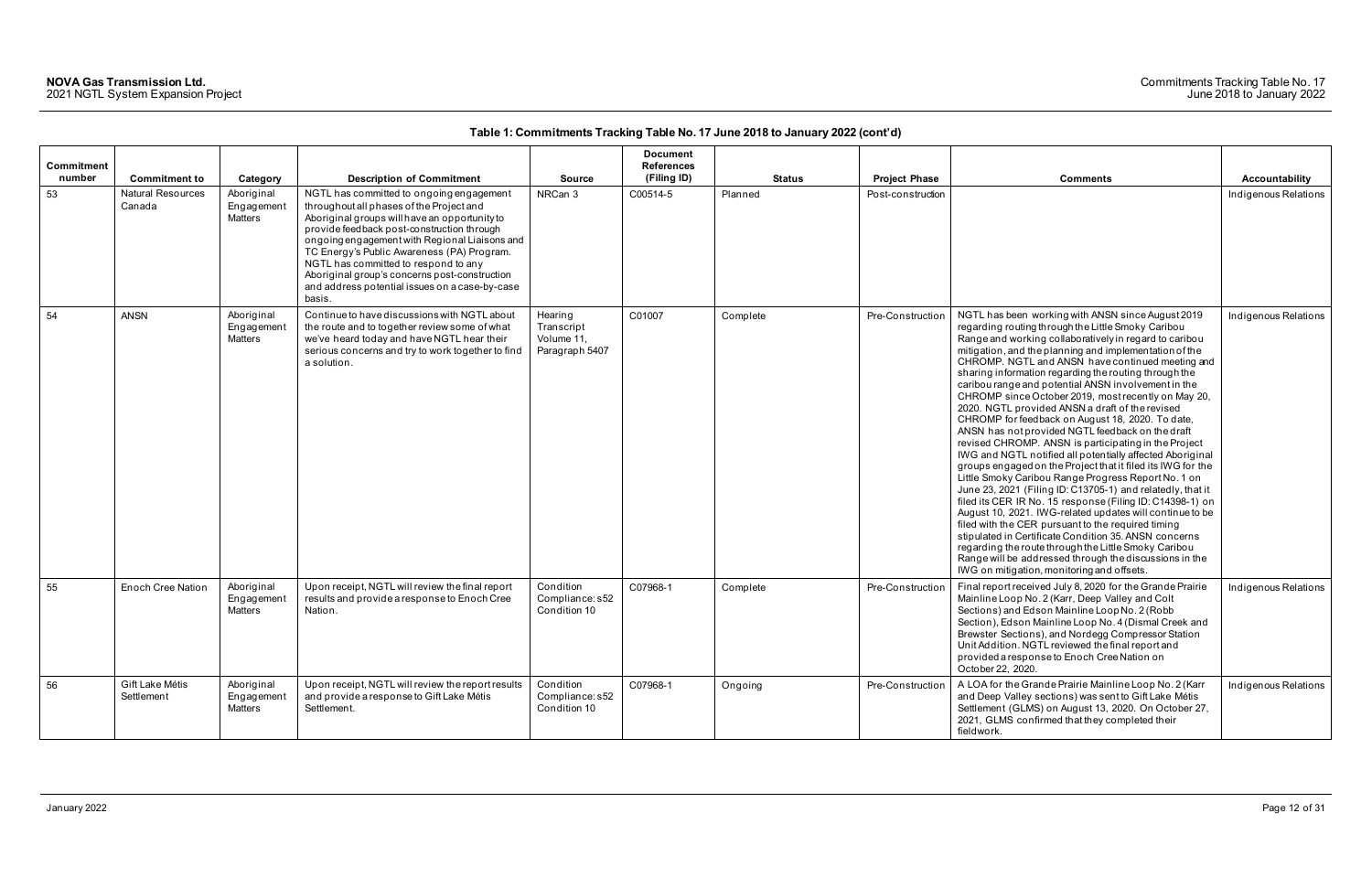**Table 1: Commitments Tracking Table No. 17 June 2018 to January 2022 (cont'd)**

| Commitment number | Commitment to | Category | Description of Commitment | Source | Document References (Filing ID) | Status | Project Phase | Comments | Accountability |
|---|---|---|---|---|---|---|---|---|---|
| 53 | Natural Resources Canada | Aboriginal Engagement Matters | NGTL has committed to ongoing engagement throughout all phases of the Project and Aboriginal groups will have an opportunity to provide feedback post-construction through ongoing engagement with Regional Liaisons and TC Energy's Public Awareness (PA) Program. NGTL has committed to respond to any Aboriginal group's concerns post-construction and address potential issues on a case-by-case basis. | NRCan 3 | C00514-5 | Planned | Post-construction | | Indigenous Relations |
| 54 | ANSN | Aboriginal Engagement Matters | Continue to have discussions with NGTL about the route and to together review some of what we've heard today and have NGTL hear their serious concerns and try to work together to find a solution. | Hearing Transcript Volume 11, Paragraph 5407 | C01007 | Complete | Pre-Construction | NGTL has been working with ANSN since August 2019 regarding routing through the Little Smoky Caribou Range and working collaboratively in regard to caribou mitigation, and the planning and implementation of the CHROMP. NGTL and ANSN have continued meeting and sharing information regarding the routing through the caribou range and potential ANSN involvement in the CHROMP since October 2019, most recently on May 20, 2020. NGTL provided ANSN a draft of the revised CHROMP for feedback on August 18, 2020. To date, ANSN has not provided NGTL feedback on the draft revised CHROMP. ANSN is participating in the Project IWG and NGTL notified all potentially affected Aboriginal groups engaged on the Project that it filed its IWG for the Little Smoky Caribou Range Progress Report No. 1 on June 23, 2021 (Filing ID: C13705-1) and relatedly, that it filed its CER IR No. 15 response (Filing ID: C14398-1) on August 10, 2021. IWG-related updates will continue to be filed with the CER pursuant to the required timing stipulated in Certificate Condition 35. ANSN concerns regarding the route through the Little Smoky Caribou Range will be addressed through the discussions in the IWG on mitigation, monitoring and offsets. | Indigenous Relations |
| 55 | Enoch Cree Nation | Aboriginal Engagement Matters | Upon receipt, NGTL will review the final report results and provide a response to Enoch Cree Nation. | Condition Compliance: s52 Condition 10 | C07968-1 | Complete | Pre-Construction | Final report received July 8, 2020 for the Grande Prairie Mainline Loop No. 2 (Karr, Deep Valley and Colt Sections) and Edson Mainline Loop No. 2 (Robb Section), Edson Mainline Loop No. 4 (Dismal Creek and Brewster Sections), and Nordegg Compressor Station Unit Addition. NGTL reviewed the final report and provided a response to Enoch Cree Nation on October 22, 2020. | Indigenous Relations |
| 56 | Gift Lake Métis Settlement | Aboriginal Engagement Matters | Upon receipt, NGTL will review the report results and provide a response to Gift Lake Métis Settlement. | Condition Compliance: s52 Condition 10 | C07968-1 | Ongoing | Pre-Construction | A LOA for the Grande Prairie Mainline Loop No. 2 (Karr and Deep Valley sections) was sent to Gift Lake Métis Settlement (GLMS) on August 13, 2020. On October 27, 2021, GLMS confirmed that they completed their fieldwork. | Indigenous Relations |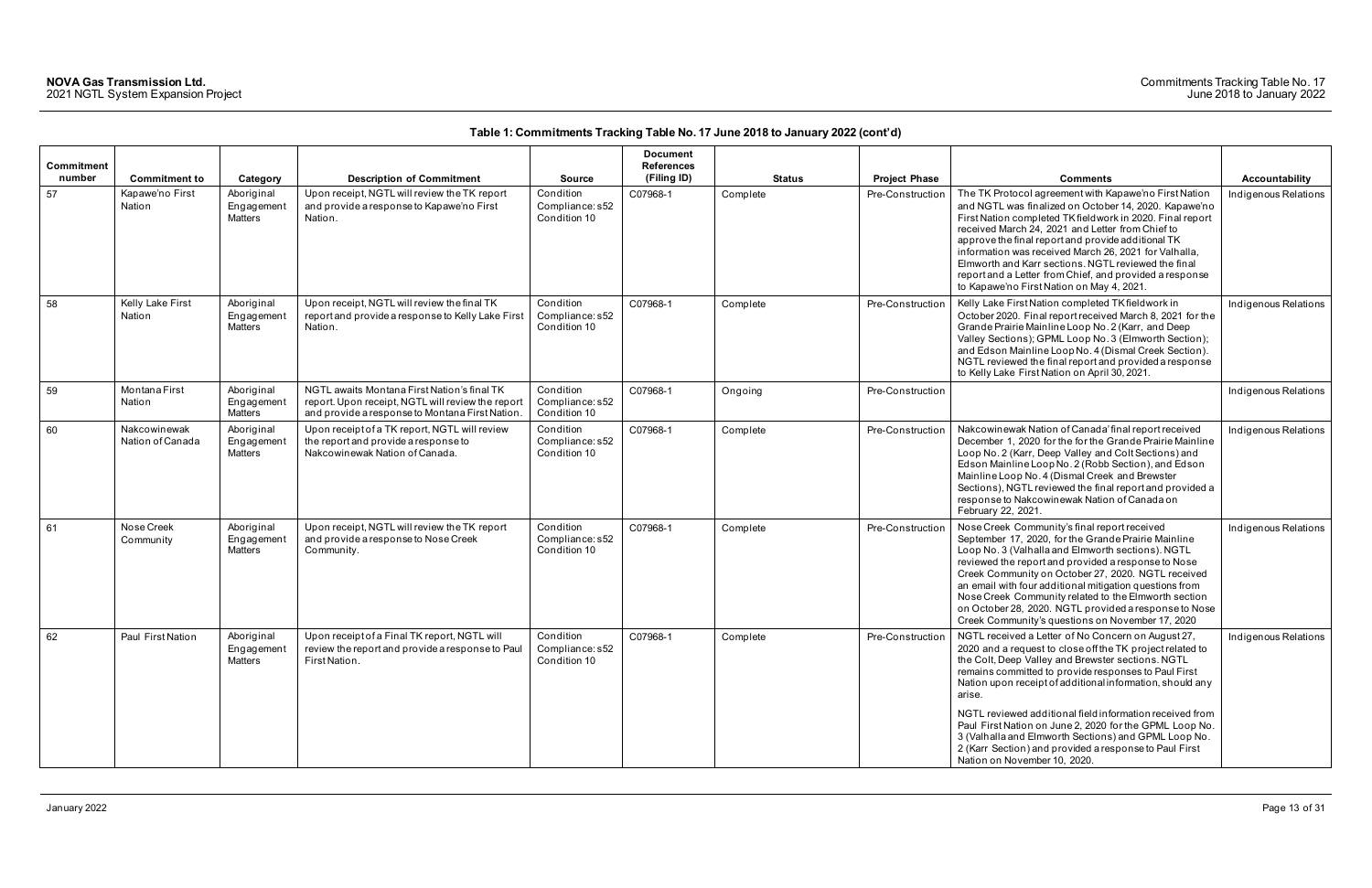**Table 1: Commitments Tracking Table No. 17 June 2018 to January 2022 (cont'd)**

| Commitment number | Commitment to | Category | Description of Commitment | Source | Document References (Filing ID) | Status | Project Phase | Comments | Accountability |
|---|---|---|---|---|---|---|---|---|---|
| 57 | Kapawe'no First Nation | Aboriginal Engagement Matters | Upon receipt, NGTL will review the TK report and provide a response to Kapawe'no First Nation. | Condition Compliance: s52 Condition 10 | C07968-1 | Complete | Pre-Construction | The TK Protocol agreement with Kapawe'no First Nation and NGTL was finalized on October 14, 2020. Kapawe'no First Nation completed TK fieldwork in 2020. Final report received March 24, 2021 and Letter from Chief to approve the final report and provide additional TK information was received March 26, 2021 for Valhalla, Elmworth and Karr sections. NGTL reviewed the final report and a Letter from Chief, and provided a response to Kapawe'no First Nation on May 4, 2021. | Indigenous Relations |
| 58 | Kelly Lake First Nation | Aboriginal Engagement Matters | Upon receipt, NGTL will review the final TK report and provide a response to Kelly Lake First Nation. | Condition Compliance: s52 Condition 10 | C07968-1 | Complete | Pre-Construction | Kelly Lake First Nation completed TK fieldwork in October 2020. Final report received March 8, 2021 for the Grande Prairie Mainline Loop No. 2 (Karr, and Deep Valley Sections); GPML Loop No. 3 (Elmworth Section); and Edson Mainline Loop No. 4 (Dismal Creek Section). NGTL reviewed the final report and provided a response to Kelly Lake First Nation on April 30, 2021. | Indigenous Relations |
| 59 | Montana First Nation | Aboriginal Engagement Matters | NGTL awaits Montana First Nation's final TK report. Upon receipt, NGTL will review the report and provide a response to Montana First Nation. | Condition Compliance: s52 Condition 10 | C07968-1 | Ongoing | Pre-Construction | | Indigenous Relations |
| 60 | Nakcowinewak Nation of Canada | Aboriginal Engagement Matters | Upon receipt of a TK report, NGTL will review the report and provide a response to Nakcowinewak Nation of Canada. | Condition Compliance: s52 Condition 10 | C07968-1 | Complete | Pre-Construction | Nakcowinewak Nation of Canada' final report received December 1, 2020 for the for the Grande Prairie Mainline Loop No. 2 (Karr, Deep Valley and Colt Sections) and Edson Mainline Loop No. 2 (Robb Section), and Edson Mainline Loop No. 4 (Dismal Creek and Brewster Sections), NGTL reviewed the final report and provided a response to Nakcowinewak Nation of Canada on February 22, 2021. | Indigenous Relations |
| 61 | Nose Creek Community | Aboriginal Engagement Matters | Upon receipt, NGTL will review the TK report and provide a response to Nose Creek Community. | Condition Compliance: s52 Condition 10 | C07968-1 | Complete | Pre-Construction | Nose Creek Community's final report received September 17, 2020, for the Grande Prairie Mainline Loop No. 3 (Valhalla and Elmworth sections). NGTL reviewed the report and provided a response to Nose Creek Community on October 27, 2020. NGTL received an email with four additional mitigation questions from Nose Creek Community related to the Elmworth section on October 28, 2020. NGTL provided a response to Nose Creek Community's questions on November 17, 2020 | Indigenous Relations |
| 62 | Paul First Nation | Aboriginal Engagement Matters | Upon receipt of a Final TK report, NGTL will review the report and provide a response to Paul First Nation. | Condition Compliance: s52 Condition 10 | C07968-1 | Complete | Pre-Construction | NGTL received a Letter of No Concern on August 27, 2020 and a request to close off the TK project related to the Colt, Deep Valley and Brewster sections. NGTL remains committed to provide responses to Paul First Nation upon receipt of additional information, should any arise.<br><br>NGTL reviewed additional field information received from Paul First Nation on June 2, 2020 for the GPML Loop No. 3 (Valhalla and Elmworth Sections) and GPML Loop No. 2 (Karr Section) and provided a response to Paul First Nation on November 10, 2020. | Indigenous Relations |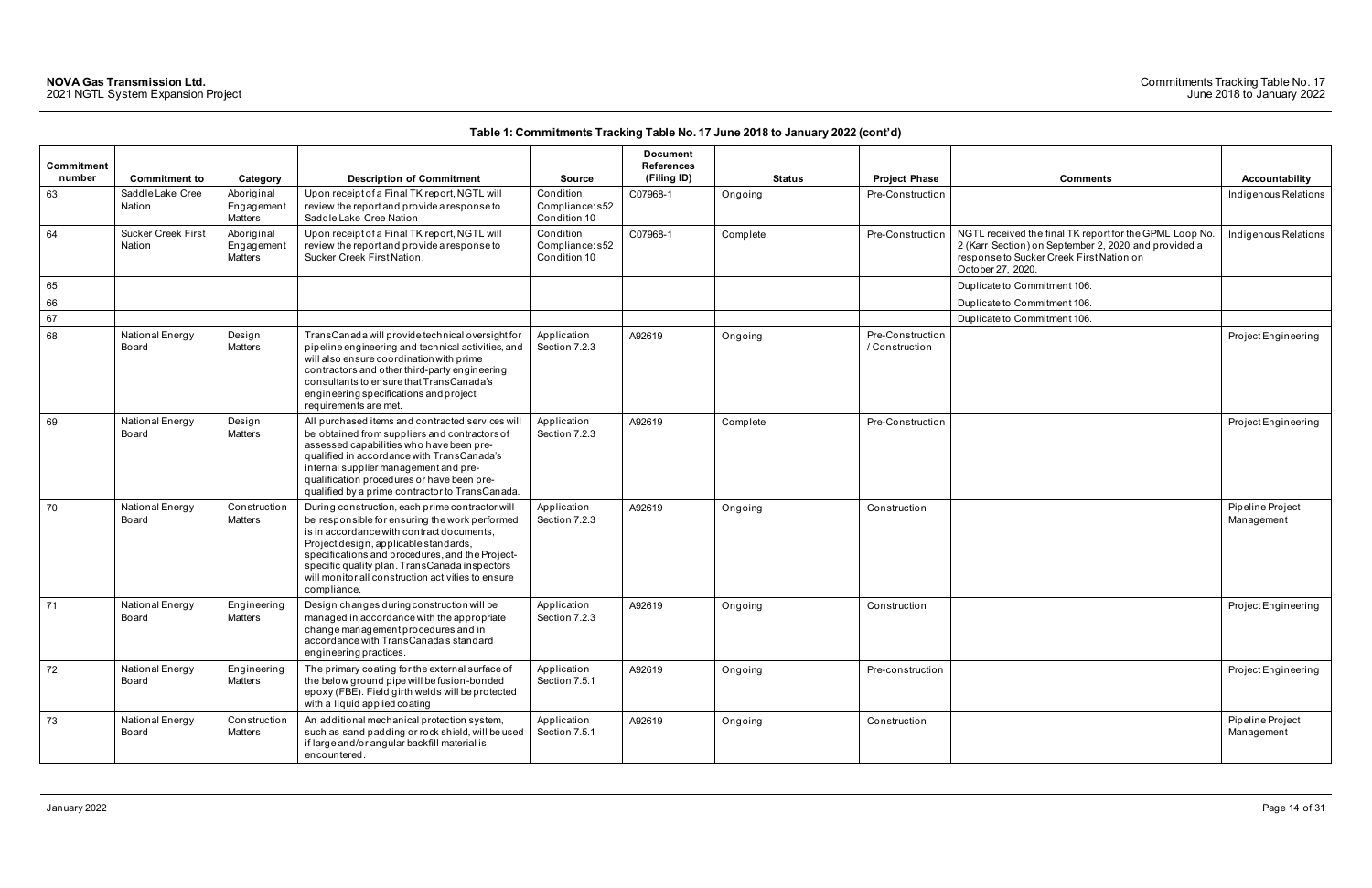**Table 1: Commitments Tracking Table No. 17 June 2018 to January 2022 (cont'd)**

| Commitment number | Commitment to | Category | Description of Commitment | Source | Document References (Filing ID) | Status | Project Phase | Comments | Accountability |
|---|---|---|---|---|---|---|---|---|---|
| 63 | Saddle Lake Cree Nation | Aboriginal Engagement Matters | Upon receipt of a Final TK report, NGTL will review the report and provide a response to Saddle Lake Cree Nation | Condition Compliance: s52 Condition 10 | C07968-1 | Ongoing | Pre-Construction | | Indigenous Relations |
| 64 | Sucker Creek First Nation | Aboriginal Engagement Matters | Upon receipt of a Final TK report, NGTL will review the report and provide a response to Sucker Creek First Nation. | Condition Compliance: s52 Condition 10 | C07968-1 | Complete | Pre-Construction | NGTL received the final TK report for the GPML Loop No. 2 (Karr Section) on September 2, 2020 and provided a response to Sucker Creek First Nation on October 27, 2020. | Indigenous Relations |
| 65 | | | | | | | | Duplicate to Commitment 106. | |
| 66 | | | | | | | | Duplicate to Commitment 106. | |
| 67 | | | | | | | | Duplicate to Commitment 106. | |
| 68 | National Energy Board | Design Matters | TransCanada will provide technical oversight for pipeline engineering and technical activities, and will also ensure coordination with prime contractors and other third-party engineering consultants to ensure that TransCanada's engineering specifications and project requirements are met. | Application Section 7.2.3 | A92619 | Ongoing | Pre-Construction / Construction | | Project Engineering |
| 69 | National Energy Board | Design Matters | All purchased items and contracted services will be obtained from suppliers and contractors of assessed capabilities who have been pre-qualified in accordance with TransCanada's internal supplier management and pre-qualification procedures or have been pre-qualified by a prime contractor to TransCanada. | Application Section 7.2.3 | A92619 | Complete | Pre-Construction | | Project Engineering |
| 70 | National Energy Board | Construction Matters | During construction, each prime contractor will be responsible for ensuring the work performed is in accordance with contract documents, Project design, applicable standards, specifications and procedures, and the Project-specific quality plan. TransCanada inspectors will monitor all construction activities to ensure compliance. | Application Section 7.2.3 | A92619 | Ongoing | Construction | | Pipeline Project Management |
| 71 | National Energy Board | Engineering Matters | Design changes during construction will be managed in accordance with the appropriate change management procedures and in accordance with TransCanada's standard engineering practices. | Application Section 7.2.3 | A92619 | Ongoing | Construction | | Project Engineering |
| 72 | National Energy Board | Engineering Matters | The primary coating for the external surface of the below ground pipe will be fusion-bonded epoxy (FBE). Field girth welds will be protected with a liquid applied coating | Application Section 7.5.1 | A92619 | Ongoing | Pre-construction | | Project Engineering |
| 73 | National Energy Board | Construction Matters | An additional mechanical protection system, such as sand padding or rock shield, will be used if large and/or angular backfill material is encountered. | Application Section 7.5.1 | A92619 | Ongoing | Construction | | Pipeline Project Management |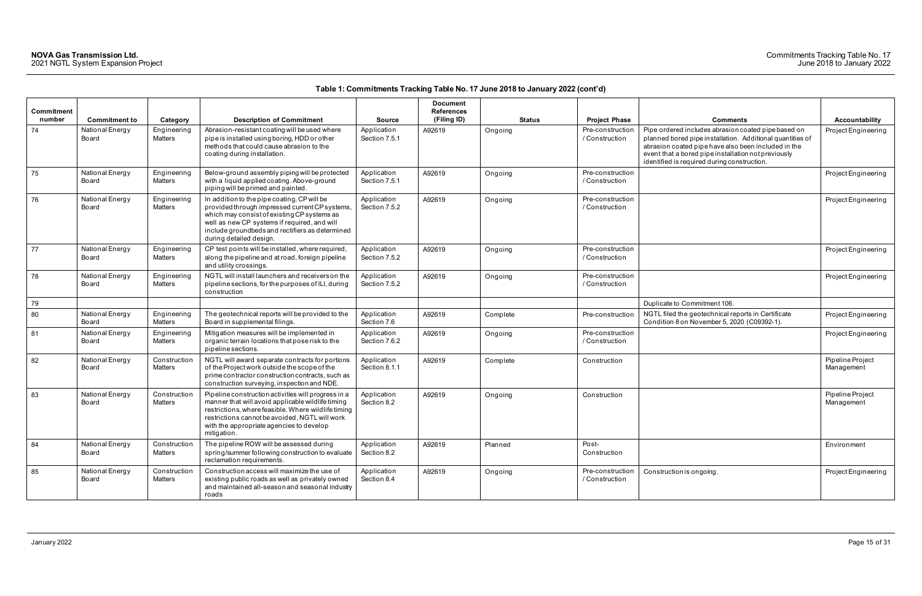**Table 1: Commitments Tracking Table No. 17 June 2018 to January 2022 (cont'd)**

| Commitment number | Commitment to | Category | Description of Commitment | Source | Document References (Filing ID) | Status | Project Phase | Comments | Accountability |
|---|---|---|---|---|---|---|---|---|---|
| 74 | National Energy Board | Engineering Matters | Abrasion-resistant coating will be used where pipe is installed using boring, HDD or other methods that could cause abrasion to the coating during installation. | Application Section 7.5.1 | A92619 | Ongoing | Pre-construction / Construction | Pipe ordered includes abrasion coated pipe based on planned bored pipe installation. Additional quantities of abrasion coated pipe have also been included in the event that a bored pipe installation not previously identified is required during construction. | Project Engineering |
| 75 | National Energy Board | Engineering Matters | Below-ground assembly piping will be protected with a liquid applied coating. Above-ground piping will be primed and painted. | Application Section 7.5.1 | A92619 | Ongoing | Pre-construction / Construction | | Project Engineering |
| 76 | National Energy Board | Engineering Matters | In addition to the pipe coating, CP will be provided through impressed current CP systems, which may consist of existing CP systems as well as new CP systems if required, and will include groundbeds and rectifiers as determined during detailed design. | Application Section 7.5.2 | A92619 | Ongoing | Pre-construction / Construction | | Project Engineering |
| 77 | National Energy Board | Engineering Matters | CP test points will be installed, where required, along the pipeline and at road, foreign pipeline and utility crossings. | Application Section 7.5.2 | A92619 | Ongoing | Pre-construction / Construction | | Project Engineering |
| 78 | National Energy Board | Engineering Matters | NGTL will install launchers and receivers on the pipeline sections, for the purposes of ILI, during construction | Application Section 7.5.2 | A92619 | Ongoing | Pre-construction / Construction | | Project Engineering |
| 79 | | | | | | | | Duplicate to Commitment 106. | |
| 80 | National Energy Board | Engineering Matters | The geotechnical reports will be provided to the Board in supplemental filings. | Application Section 7.6 | A92619 | Complete | Pre-construction | NGTL filed the geotechnical reports in Certificate Condition 8 on November 5, 2020 (C09392-1). | Project Engineering |
| 81 | National Energy Board | Engineering Matters | Mitigation measures will be implemented in organic terrain locations that pose risk to the pipeline sections. | Application Section 7.6.2 | A92619 | Ongoing | Pre-construction / Construction | | Project Engineering |
| 82 | National Energy Board | Construction Matters | NGTL will award separate contracts for portions of the Project work outside the scope of the prime contractor construction contracts, such as construction surveying, inspection and NDE. | Application Section 8.1.1 | A92619 | Complete | Construction | | Pipeline Project Management |
| 83 | National Energy Board | Construction Matters | Pipeline construction activities will progress in a manner that will avoid applicable wildlife timing restrictions, where feasible. Where wildlife timing restrictions cannot be avoided, NGTL will work with the appropriate agencies to develop mitigation. | Application Section 8.2 | A92619 | Ongoing | Construction | | Pipeline Project Management |
| 84 | National Energy Board | Construction Matters | The pipeline ROW will be assessed during spring/summer following construction to evaluate reclamation requirements. | Application Section 8.2 | A92619 | Planned | Post-Construction | | Environment |
| 85 | National Energy Board | Construction Matters | Construction access will maximize the use of existing public roads as well as privately owned and maintained all-season and seasonal industry roads | Application Section 8.4 | A92619 | Ongoing | Pre-construction / Construction | Construction is ongoing. | Project Engineering |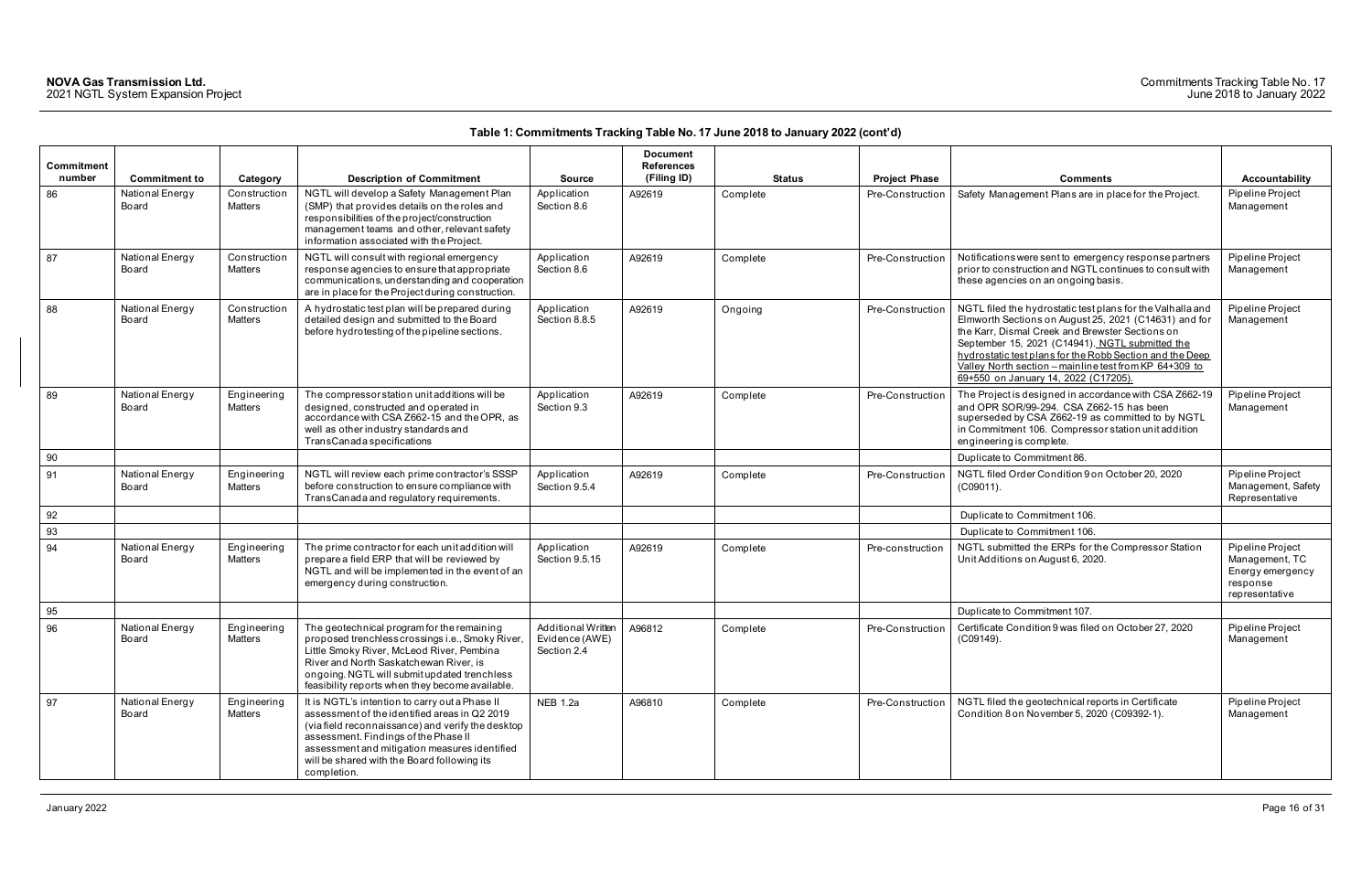**Table 1: Commitments Tracking Table No. 17 June 2018 to January 2022 (cont'd)**

| Commitment number | Commitment to | Category | Description of Commitment | Source | Document References (Filing ID) | Status | Project Phase | Comments | Accountability |
|---|---|---|---|---|---|---|---|---|---|
| 86 | National Energy Board | Construction Matters | NGTL will develop a Safety Management Plan (SMP) that provides details on the roles and responsibilities of the project/construction management teams and other, relevant safety information associated with the Project. | Application Section 8.6 | A92619 | Complete | Pre-Construction | Safety Management Plans are in place for the Project. | Pipeline Project Management |
| 87 | National Energy Board | Construction Matters | NGTL will consult with regional emergency response agencies to ensure that appropriate communications, understanding and cooperation are in place for the Project during construction. | Application Section 8.6 | A92619 | Complete | Pre-Construction | Notifications were sent to emergency response partners prior to construction and NGTL continues to consult with these agencies on an ongoing basis. | Pipeline Project Management |
| 88 | National Energy Board | Construction Matters | A hydrostatic test plan will be prepared during detailed design and submitted to the Board before hydrotesting of the pipeline sections. | Application Section 8.8.5 | A92619 | Ongoing | Pre-Construction | NGTL filed the hydrostatic test plans for the Valhalla and Elmworth Sections on August 25, 2021 (C14631) and for the Karr, Dismal Creek and Brewster Sections on September 15, 2021 (C14941). NGTL submitted the hydrostatic test plans for the Robb Section and the Deep Valley North section – mainline test from KP 64+309 to 69+550 on January 14, 2022 (C17205). | Pipeline Project Management |
| 89 | National Energy Board | Engineering Matters | The compressor station unit additions will be designed, constructed and operated in accordance with CSA Z662-15 and the OPR, as well as other industry standards and TransCanada specifications | Application Section 9.3 | A92619 | Complete | Pre-Construction | The Project is designed in accordance with CSA Z662-19 and OPR SOR/99-294. CSA Z662-15 has been superseded by CSA Z662-19 as committed to by NGTL in Commitment 106. Compressor station unit addition engineering is complete. | Pipeline Project Management |
| 90 | | | | | | | | Duplicate to Commitment 86. | |
| 91 | National Energy Board | Engineering Matters | NGTL will review each prime contractor's SSSP before construction to ensure compliance with TransCanada and regulatory requirements. | Application Section 9.5.4 | A92619 | Complete | Pre-Construction | NGTL filed Order Condition 9 on October 20, 2020 (C09011). | Pipeline Project Management, Safety Representative |
| 92 | | | | | | | | Duplicate to Commitment 106. | |
| 93 | | | | | | | | Duplicate to Commitment 106. | |
| 94 | National Energy Board | Engineering Matters | The prime contractor for each unit addition will prepare a field ERP that will be reviewed by NGTL and will be implemented in the event of an emergency during construction. | Application Section 9.5.15 | A92619 | Complete | Pre-construction | NGTL submitted the ERPs for the Compressor Station Unit Additions on August 6, 2020. | Pipeline Project Management, TC Energy emergency response representative |
| 95 | | | | | | | | Duplicate to Commitment 107. | |
| 96 | National Energy Board | Engineering Matters | The geotechnical program for the remaining proposed trenchless crossings i.e., Smoky River, Little Smoky River, McLeod River, Pembina River and North Saskatchewan River, is ongoing. NGTL will submit updated trenchless feasibility reports when they become available. | Additional Written Evidence (AWE) Section 2.4 | A96812 | Complete | Pre-Construction | Certificate Condition 9 was filed on October 27, 2020 (C09149). | Pipeline Project Management |
| 97 | National Energy Board | Engineering Matters | It is NGTL's intention to carry out a Phase II assessment of the identified areas in Q2 2019 (via field reconnaissance) and verify the desktop assessment. Findings of the Phase II assessment and mitigation measures identified will be shared with the Board following its completion. | NEB 1.2a | A96810 | Complete | Pre-Construction | NGTL filed the geotechnical reports in Certificate Condition 8 on November 5, 2020 (C09392-1). | Pipeline Project Management |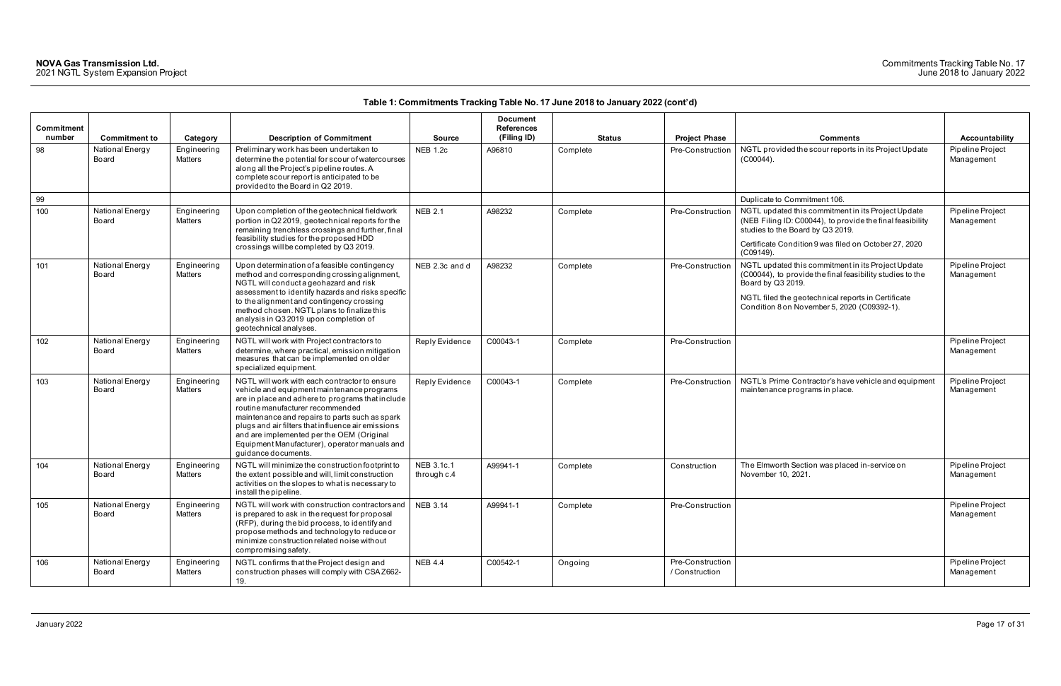**Table 1: Commitments Tracking Table No. 17 June 2018 to January 2022 (cont'd)**

| Commitment number | Commitment to | Category | Description of Commitment | Source | Document References (Filing ID) | Status | Project Phase | Comments | Accountability |
|---|---|---|---|---|---|---|---|---|---|
| 98 | National Energy Board | Engineering Matters | Preliminary work has been undertaken to determine the potential for scour of watercourses along all the Project's pipeline routes. A complete scour report is anticipated to be provided to the Board in Q2 2019. | NEB 1.2c | A96810 | Complete | Pre-Construction | NGTL provided the scour reports in its Project Update (C00044). | Pipeline Project Management |
| 99 | | | | | | | | Duplicate to Commitment 106. | |
| 100 | National Energy Board | Engineering Matters | Upon completion of the geotechnical fieldwork portion in Q2 2019, geotechnical reports for the remaining trenchless crossings and further, final feasibility studies for the proposed HDD crossings will be completed by Q3 2019. | NEB 2.1 | A98232 | Complete | Pre-Construction | NGTL updated this commitment in its Project Update (NEB Filing ID: C00044), to provide the final feasibility studies to the Board by Q3 2019.<br><br>Certificate Condition 9 was filed on October 27, 2020 (C09149). | Pipeline Project Management |
| 101 | National Energy Board | Engineering Matters | Upon determination of a feasible contingency method and corresponding crossing alignment, NGTL will conduct a geohazard and risk assessment to identify hazards and risks specific to the alignment and contingency crossing method chosen. NGTL plans to finalize this analysis in Q3 2019 upon completion of geotechnical analyses. | NEB 2.3c and d | A98232 | Complete | Pre-Construction | NGTL updated this commitment in its Project Update (C00044), to provide the final feasibility studies to the Board by Q3 2019.<br><br>NGTL filed the geotechnical reports in Certificate Condition 8 on November 5, 2020 (C09392-1). | Pipeline Project Management |
| 102 | National Energy Board | Engineering Matters | NGTL will work with Project contractors to determine, where practical, emission mitigation measures that can be implemented on older specialized equipment. | Reply Evidence | C00043-1 | Complete | Pre-Construction | | Pipeline Project Management |
| 103 | National Energy Board | Engineering Matters | NGTL will work with each contractor to ensure vehicle and equipment maintenance programs are in place and adhere to programs that include routine manufacturer recommended maintenance and repairs to parts such as spark plugs and air filters that influence air emissions and are implemented per the OEM (Original Equipment Manufacturer), operator manuals and guidance documents. | Reply Evidence | C00043-1 | Complete | Pre-Construction | NGTL's Prime Contractor's have vehicle and equipment maintenance programs in place. | Pipeline Project Management |
| 104 | National Energy Board | Engineering Matters | NGTL will minimize the construction footprint to the extent possible and will, limit construction activities on the slopes to what is necessary to install the pipeline. | NEB 3.1c.1 through c.4 | A99941-1 | Complete | Construction | The Elmworth Section was placed in-service on November 10, 2021. | Pipeline Project Management |
| 105 | National Energy Board | Engineering Matters | NGTL will work with construction contractors and is prepared to ask in the request for proposal (RFP), during the bid process, to identify and propose methods and technology to reduce or minimize construction related noise without compromising safety. | NEB 3.14 | A99941-1 | Complete | Pre-Construction | | Pipeline Project Management |
| 106 | National Energy Board | Engineering Matters | NGTL confirms that the Project design and construction phases will comply with CSA Z662-19. | NEB 4.4 | C00542-1 | Ongoing | Pre-Construction / Construction | | Pipeline Project Management |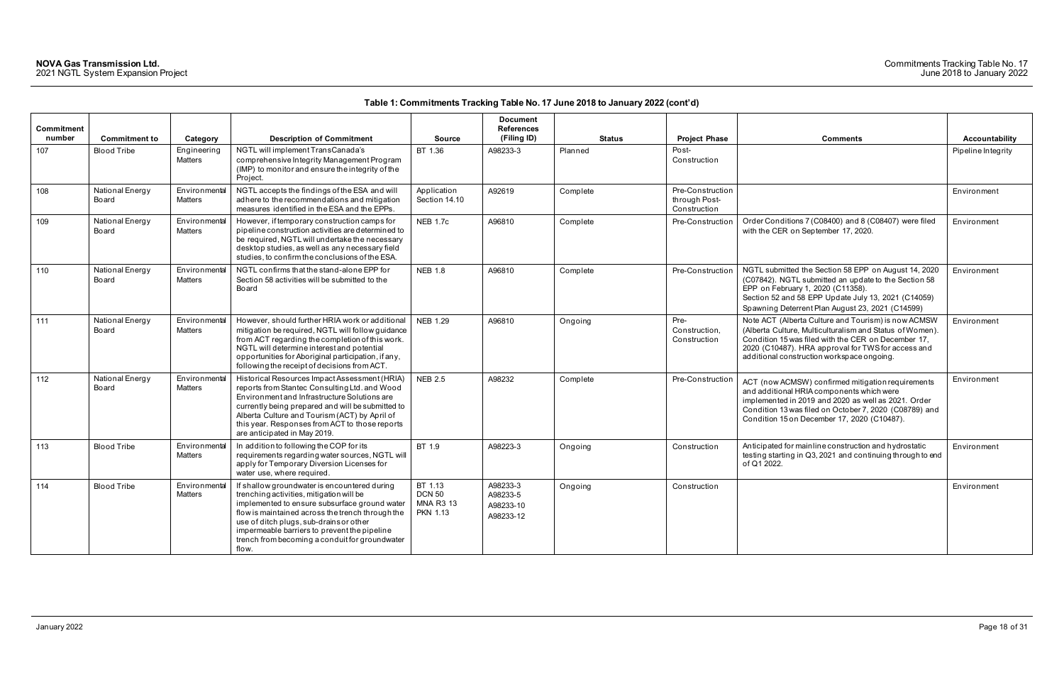**Table 1: Commitments Tracking Table No. 17 June 2018 to January 2022 (cont'd)**

| Commitment number | Commitment to | Category | Description of Commitment | Source | Document References (Filing ID) | Status | Project Phase | Comments | Accountability |
|---|---|---|---|---|---|---|---|---|---|
| 107 | Blood Tribe | Engineering Matters | NGTL will implement TransCanada's comprehensive Integrity Management Program (IMP) to monitor and ensure the integrity of the Project. | BT 1.36 | A98233-3 | Planned | Post-Construction | | Pipeline Integrity |
| 108 | National Energy Board | Environmental Matters | NGTL accepts the findings of the ESA and will adhere to the recommendations and mitigation measures identified in the ESA and the EPPs. | Application Section 14.10 | A92619 | Complete | Pre-Construction through Post-Construction | | Environment |
| 109 | National Energy Board | Environmental Matters | However, if temporary construction camps for pipeline construction activities are determined to be required, NGTL will undertake the necessary desktop studies, as well as any necessary field studies, to confirm the conclusions of the ESA. | NEB 1.7c | A96810 | Complete | Pre-Construction | Order Conditions 7 (C08400) and 8 (C08407) were filed with the CER on September 17, 2020. | Environment |
| 110 | National Energy Board | Environmental Matters | NGTL confirms that the stand-alone EPP for Section 58 activities will be submitted to the Board | NEB 1.8 | A96810 | Complete | Pre-Construction | NGTL submitted the Section 58 EPP on August 14, 2020 (C07842). NGTL submitted an update to the Section 58 EPP on February 1, 2020 (C11358). Section 52 and 58 EPP Update July 13, 2021 (C14059) Spawning Deterrent Plan August 23, 2021 (C14599) | Environment |
| 111 | National Energy Board | Environmental Matters | However, should further HRIA work or additional mitigation be required, NGTL will follow guidance from ACT regarding the completion of this work. NGTL will determine interest and potential opportunities for Aboriginal participation, if any, following the receipt of decisions from ACT. | NEB 1.29 | A96810 | Ongoing | Pre-Construction, Construction | Note ACT (Alberta Culture and Tourism) is now ACMSW (Alberta Culture, Multiculturalism and Status of Women). Condition 15 was filed with the CER on December 17, 2020 (C10487). HRA approval for TWS for access and additional construction workspace ongoing. | Environment |
| 112 | National Energy Board | Environmental Matters | Historical Resources Impact Assessment (HRIA) reports from Stantec Consulting Ltd. and Wood Environment and Infrastructure Solutions are currently being prepared and will be submitted to Alberta Culture and Tourism (ACT) by April of this year. Responses from ACT to those reports are anticipated in May 2019. | NEB 2.5 | A98232 | Complete | Pre-Construction | ACT (now ACMSW) confirmed mitigation requirements and additional HRIA components which were implemented in 2019 and 2020 as well as 2021. Order Condition 13 was filed on October 7, 2020 (C08789) and Condition 15 on December 17, 2020 (C10487). | Environment |
| 113 | Blood Tribe | Environmental Matters | In addition to following the COP for its requirements regarding water sources, NGTL will apply for Temporary Diversion Licenses for water use, where required. | BT 1.9 | A98223-3 | Ongoing | Construction | Anticipated for mainline construction and hydrostatic testing starting in Q3, 2021 and continuing through to end of Q1 2022. | Environment |
| 114 | Blood Tribe | Environmental Matters | If shallow groundwater is encountered during trenching activities, mitigation will be implemented to ensure subsurface ground water flow is maintained across the trench through the use of ditch plugs, sub-drains or other impermeable barriers to prevent the pipeline trench from becoming a conduit for groundwater flow. | BT 1.13<br>DCN 50<br>MNA R3 13<br>PKN 1.13 | A98233-3<br>A98233-5<br>A98233-10<br>A98233-12 | Ongoing | Construction | | Environment |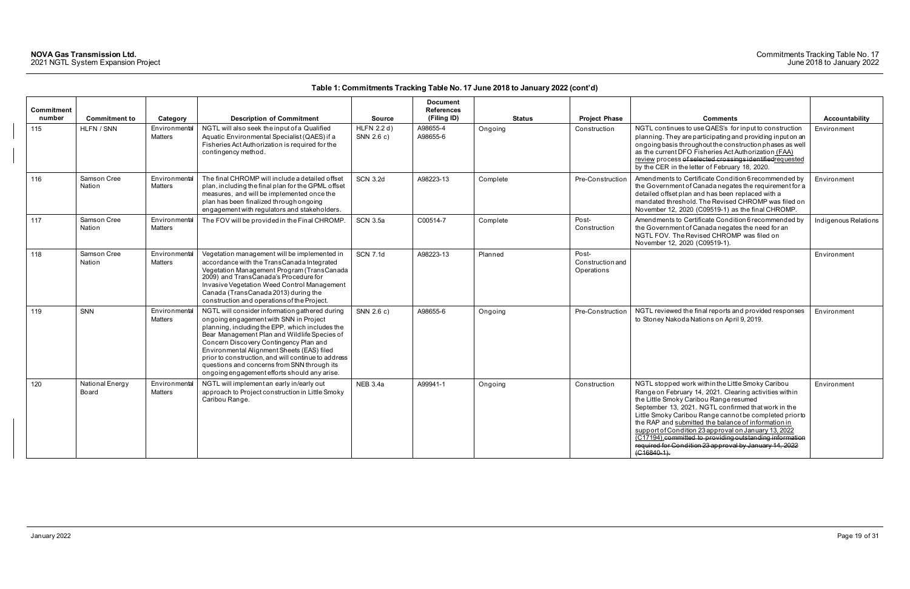**Table 1: Commitments Tracking Table No. 17 June 2018 to January 2022 (cont'd)**

| Commitment number | Commitment to | Category | Description of Commitment | Source | Document References (Filing ID) | Status | Project Phase | Comments | Accountability |
|---|---|---|---|---|---|---|---|---|---|
| 115 | HLFN / SNN | Environmental Matters | NGTL will also seek the input of a Qualified Aquatic Environmental Specialist (QAES) if a Fisheries Act Authorization is required for the contingency method. | HLFN 2.2 d) SNN 2.6 c) | A98655-4 A98655-6 | Ongoing | Construction | NGTL continues to use QAES's for input to construction planning. They are participating and providing input on an ongoing basis throughout the construction phases as well as the current DFO Fisheries Act Authorization (FAA) review process ~~of selected crossings identified~~requested by the CER in the letter of February 18, 2020. | Environment |
| 116 | Samson Cree Nation | Environmental Matters | The final CHROMP will include a detailed offset plan, including the final plan for the GPML offset measures, and will be implemented once the plan has been finalized through ongoing engagement with regulators and stakeholders. | SCN 3.2d | A98223-13 | Complete | Pre-Construction | Amendments to Certificate Condition 6 recommended by the Government of Canada negates the requirement for a detailed offset plan and has been replaced with a mandated threshold. The Revised CHROMP was filed on November 12, 2020 (C09519-1) as the final CHROMP. | Environment |
| 117 | Samson Cree Nation | Environmental Matters | The FOV will be provided in the Final CHROMP. | SCN 3.5a | C00514-7 | Complete | Post-Construction | Amendments to Certificate Condition 6 recommended by the Government of Canada negates the need for an NGTL FOV. The Revised CHROMP was filed on November 12, 2020 (C09519-1). | Indigenous Relations |
| 118 | Samson Cree Nation | Environmental Matters | Vegetation management will be implemented in accordance with the TransCanada Integrated Vegetation Management Program (TransCanada 2009) and TransCanada's Procedure for Invasive Vegetation Weed Control Management Canada (TransCanada 2013) during the construction and operations of the Project. | SCN 7.1d | A98223-13 | Planned | Post-Construction and Operations | | Environment |
| 119 | SNN | Environmental Matters | NGTL will consider information gathered during ongoing engagement with SNN in Project planning, including the EPP, which includes the Bear Management Plan and Wildlife Species of Concern Discovery Contingency Plan and Environmental Alignment Sheets (EAS) filed prior to construction, and will continue to address questions and concerns from SNN through its ongoing engagement efforts should any arise. | SNN 2.6 c) | A98655-6 | Ongoing | Pre-Construction | NGTL reviewed the final reports and provided responses to Stoney Nakoda Nations on April 9, 2019. | Environment |
| 120 | National Energy Board | Environmental Matters | NGTL will implement an early in/early out approach to Project construction in Little Smoky Caribou Range. | NEB 3.4a | A99941-1 | Ongoing | Construction | NGTL stopped work within the Little Smoky Caribou Range on February 14, 2021. Clearing activities within the Little Smoky Caribou Range resumed September 13, 2021. NGTL confirmed that work in the Little Smoky Caribou Range cannot be completed prior to the RAP and submitted the balance of information in support of Condition 23 approval on January 13, 2022 (C17194) ~~committed to providing outstanding information required for Condition 23 approval by January 14, 2022 (C16840-1).~~ | Environment |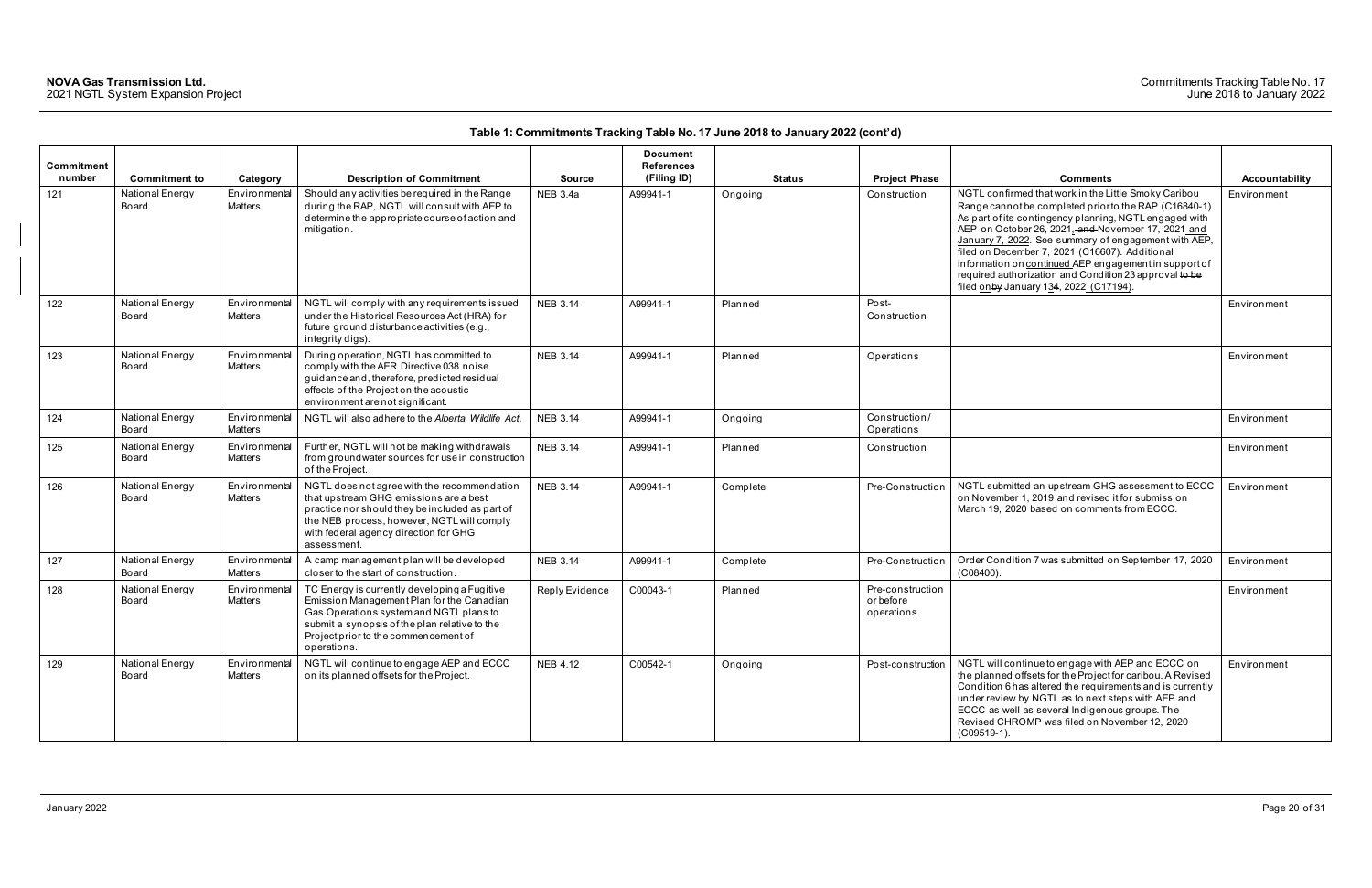**Table 1: Commitments Tracking Table No. 17 June 2018 to January 2022 (cont'd)**

| Commitment number | Commitment to | Category | Description of Commitment | Source | Document References (Filing ID) | Status | Project Phase | Comments | Accountability |
|---|---|---|---|---|---|---|---|---|---|
| 121 | National Energy Board | Environmental Matters | Should any activities be required in the Range during the RAP, NGTL will consult with AEP to determine the appropriate course of action and mitigation. | NEB 3.4a | A99941-1 | Ongoing | Construction | NGTL confirmed that work in the Little Smoky Caribou Range cannot be completed prior to the RAP (C16840-1). As part of its contingency planning, NGTL engaged with AEP on October 26, 2021, and November 17, 2021 and January 7, 2022. See summary of engagement with AEP, filed on December 7, 2021 (C16607). Additional information on continued AEP engagement in support of required authorization and Condition 23 approval to be filed onby January 134, 2022 (C17194). | Environment |
| 122 | National Energy Board | Environmental Matters | NGTL will comply with any requirements issued under the Historical Resources Act (HRA) for future ground disturbance activities (e.g., integrity digs). | NEB 3.14 | A99941-1 | Planned | Post-Construction | | Environment |
| 123 | National Energy Board | Environmental Matters | During operation, NGTL has committed to comply with the AER Directive 038 noise guidance and, therefore, predicted residual effects of the Project on the acoustic environment are not significant. | NEB 3.14 | A99941-1 | Planned | Operations | | Environment |
| 124 | National Energy Board | Environmental Matters | NGTL will also adhere to the *Alberta Wildlife Act*. | NEB 3.14 | A99941-1 | Ongoing | Construction / Operations | | Environment |
| 125 | National Energy Board | Environmental Matters | Further, NGTL will not be making withdrawals from groundwater sources for use in construction of the Project. | NEB 3.14 | A99941-1 | Planned | Construction | | Environment |
| 126 | National Energy Board | Environmental Matters | NGTL does not agree with the recommendation that upstream GHG emissions are a best practice nor should they be included as part of the NEB process, however, NGTL will comply with federal agency direction for GHG assessment. | NEB 3.14 | A99941-1 | Complete | Pre-Construction | NGTL submitted an upstream GHG assessment to ECCC on November 1, 2019 and revised it for submission March 19, 2020 based on comments from ECCC. | Environment |
| 127 | National Energy Board | Environmental Matters | A camp management plan will be developed closer to the start of construction. | NEB 3.14 | A99941-1 | Complete | Pre-Construction | Order Condition 7 was submitted on September 17, 2020 (C08400). | Environment |
| 128 | National Energy Board | Environmental Matters | TC Energy is currently developing a Fugitive Emission Management Plan for the Canadian Gas Operations system and NGTL plans to submit a synopsis of the plan relative to the Project prior to the commencement of operations. | Reply Evidence | C00043-1 | Planned | Pre-construction or before operations. | | Environment |
| 129 | National Energy Board | Environmental Matters | NGTL will continue to engage AEP and ECCC on its planned offsets for the Project. | NEB 4.12 | C00542-1 | Ongoing | Post-construction | NGTL will continue to engage with AEP and ECCC on the planned offsets for the Project for caribou. A Revised Condition 6 has altered the requirements and is currently under review by NGTL as to next steps with AEP and ECCC as well as several Indigenous groups. The Revised CHROMP was filed on November 12, 2020 (C09519-1). | Environment |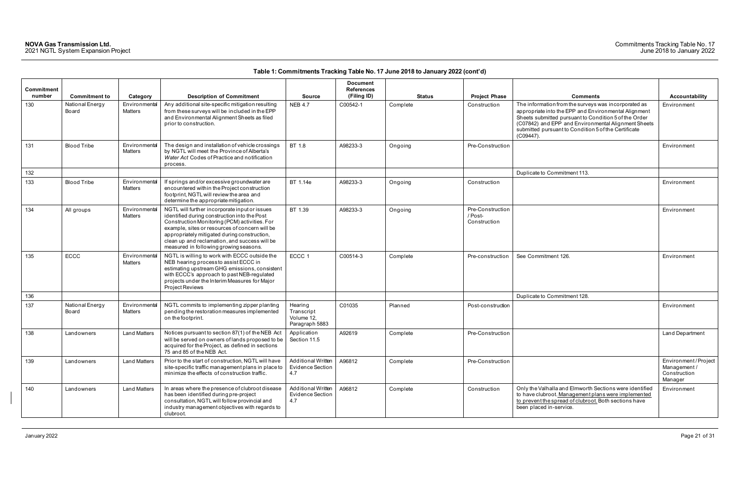**Table 1: Commitments Tracking Table No. 17 June 2018 to January 2022 (cont'd)**

| Commitment number | Commitment to | Category | Description of Commitment | Source | Document References (Filing ID) | Status | Project Phase | Comments | Accountability |
|---|---|---|---|---|---|---|---|---|---|
| 130 | National Energy Board | Environmental Matters | Any additional site-specific mitigation resulting from these surveys will be included in the EPP and Environmental Alignment Sheets as filed prior to construction. | NEB 4.7 | C00542-1 | Complete | Construction | The information from the surveys was incorporated as appropriate into the EPP and Environmental Alignment Sheets submitted pursuant to Condition 5 of the Order (C07842) and EPP and Environmental Alignment Sheets submitted pursuant to Condition 5 of the Certificate (C09447). | Environment |
| 131 | Blood Tribe | Environmental Matters | The design and installation of vehicle crossings by NGTL will meet the Province of Alberta's *Water Act* Codes of Practice and notification process. | BT 1.8 | A98233-3 | Ongoing | Pre-Construction | | Environment |
| 132 | | | | | | | | Duplicate to Commitment 113. | |
| 133 | Blood Tribe | Environmental Matters | If springs and/or excessive groundwater are encountered within the Project construction footprint, NGTL will review the area and determine the appropriate mitigation. | BT 1.14e | A98233-3 | Ongoing | Construction | | Environment |
| 134 | All groups | Environmental Matters | NGTL will further incorporate input or issues identified during construction into the Post Construction Monitoring (PCM) activities. For example, sites or resources of concern will be appropriately mitigated during construction, clean up and reclamation, and success will be measured in following growing seasons. | BT 1.39 | A98233-3 | Ongoing | Pre-Construction / Post-Construction | | Environment |
| 135 | ECCC | Environmental Matters | NGTL is willing to work with ECCC outside the NEB hearing process to assist ECCC in estimating upstream GHG emissions, consistent with ECCC's approach to past NEB-regulated projects under the Interim Measures for Major Project Reviews | ECCC 1 | C00514-3 | Complete | Pre-construction | See Commitment 126. | Environment |
| 136 | | | | | | | | Duplicate to Commitment 128. | |
| 137 | National Energy Board | Environmental Matters | NGTL commits to implementing zipper planting pending the restoration measures implemented on the footprint. | Hearing Transcript Volume 12, Paragraph 5883 | C01035 | Planned | Post-construction | | Environment |
| 138 | Landowners | Land Matters | Notices pursuant to section 87(1) of the NEB Act will be served on owners of lands proposed to be acquired for the Project, as defined in sections 75 and 85 of the NEB Act. | Application Section 11.5 | A92619 | Complete | Pre-Construction | | Land Department |
| 139 | Landowners | Land Matters | Prior to the start of construction, NGTL will have site-specific traffic management plans in place to minimize the effects of construction traffic. | Additional Written Evidence Section 4.7 | A96812 | Complete | Pre-Construction | | Environment / Project Management / Construction Manager |
| 140 | Landowners | Land Matters | In areas where the presence of clubroot disease has been identified during pre-project consultation, NGTL will follow provincial and industry management objectives with regards to clubroot. | Additional Written Evidence Section 4.7 | A96812 | Complete | Construction | Only the Valhalla and Elmworth Sections were identified to have clubroot. Management plans were implemented to prevent the spread of clubroot. Both sections have been placed in-service. | Environment |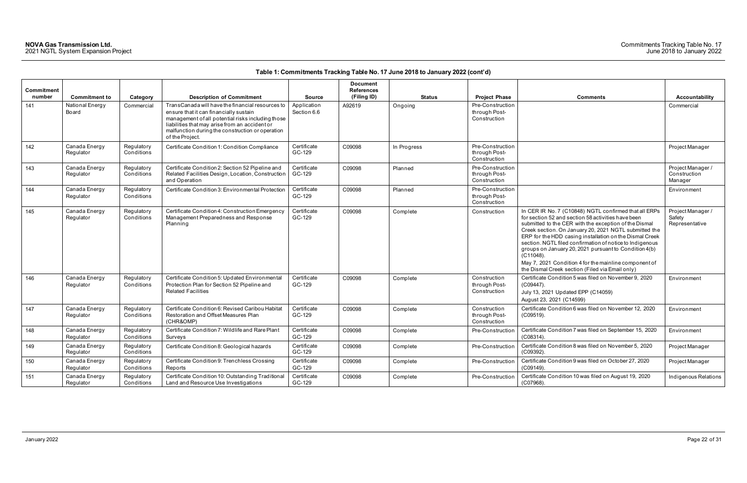**Table 1: Commitments Tracking Table No. 17 June 2018 to January 2022 (cont'd)**

| Commitment number | Commitment to | Category | Description of Commitment | Source | Document References (Filing ID) | Status | Project Phase | Comments | Accountability |
|---|---|---|---|---|---|---|---|---|---|
| 141 | National Energy Board | Commercial | TransCanada will have the financial resources to ensure that it can financially sustain management of all potential risks including those liabilities that may arise from an accident or malfunction during the construction or operation of the Project. | Application Section 6.6 | A92619 | Ongoing | Pre-Construction through Post-Construction | | Commercial |
| 142 | Canada Energy Regulator | Regulatory Conditions | Certificate Condition 1: Condition Compliance | Certificate GC-129 | C09098 | In Progress | Pre-Construction through Post-Construction | | Project Manager |
| 143 | Canada Energy Regulator | Regulatory Conditions | Certificate Condition 2: Section 52 Pipeline and Related Facilities Design, Location, Construction and Operation | Certificate GC-129 | C09098 | Planned | Pre-Construction through Post-Construction | | Project Manager / Construction Manager |
| 144 | Canada Energy Regulator | Regulatory Conditions | Certificate Condition 3: Environmental Protection | Certificate GC-129 | C09098 | Planned | Pre-Construction through Post-Construction | | Environment |
| 145 | Canada Energy Regulator | Regulatory Conditions | Certificate Condition 4: Construction Emergency Management Preparedness and Response Planning | Certificate GC-129 | C09098 | Complete | Construction | In CER IR No. 7 (C10848) NGTL confirmed that all ERPs for section 52 and section 58 activities have been submitted to the CER with the exception of the Dismal Creek section. On January 20, 2021 NGTL submitted the ERP for the HDD casing installation on the Dismal Creek section. NGTL filed confirmation of notice to Indigenous groups on January 20, 2021 pursuant to Condition 4(b) (C11048).<br>May 7, 2021 Condition 4 for the mainline component of the Dismal Creek section (Filed via Email only) | Project Manager / Safety Representative |
| 146 | Canada Energy Regulator | Regulatory Conditions | Certificate Condition 5: Updated Environmental Protection Plan for Section 52 Pipeline and Related Facilities | Certificate GC-129 | C09098 | Complete | Construction through Post-Construction | Certificate Condition 5 was filed on November 9, 2020 (C09447).<br>July 13, 2021 Updated EPP (C14059)<br>August 23, 2021 (C14599) | Environment |
| 147 | Canada Energy Regulator | Regulatory Conditions | Certificate Condition 6: Revised Caribou Habitat Restoration and Offset Measures Plan (CHR&OMP) | Certificate GC-129 | C09098 | Complete | Construction through Post-Construction | Certificate Condition 6 was filed on November 12, 2020 (C09519). | Environment |
| 148 | Canada Energy Regulator | Regulatory Conditions | Certificate Condition 7: Wildlife and Rare Plant Surveys | Certificate GC-129 | C09098 | Complete | Pre-Construction | Certificate Condition 7 was filed on September 15, 2020 (C08314). | Environment |
| 149 | Canada Energy Regulator | Regulatory Conditions | Certificate Condition 8: Geological hazards | Certificate GC-129 | C09098 | Complete | Pre-Construction | Certificate Condition 8 was filed on November 5, 2020 (C09392). | Project Manager |
| 150 | Canada Energy Regulator | Regulatory Conditions | Certificate Condition 9: Trenchless Crossing Reports | Certificate GC-129 | C09098 | Complete | Pre-Construction | Certificate Condition 9 was filed on October 27, 2020 (C09149). | Project Manager |
| 151 | Canada Energy Regulator | Regulatory Conditions | Certificate Condition 10: Outstanding Traditional Land and Resource Use Investigations | Certificate GC-129 | C09098 | Complete | Pre-Construction | Certificate Condition 10 was filed on August 19, 2020 (C07968). | Indigenous Relations |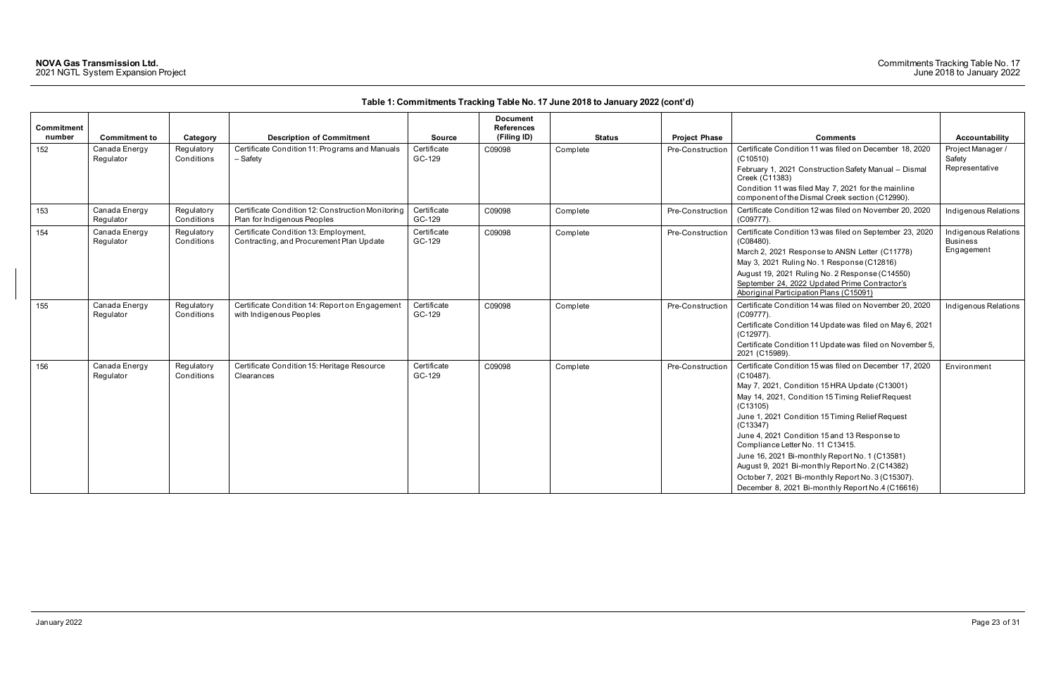**Table 1: Commitments Tracking Table No. 17 June 2018 to January 2022 (cont'd)**

| Commitment number | Commitment to | Category | Description of Commitment | Source | Document References (Filing ID) | Status | Project Phase | Comments | Accountability |
|---|---|---|---|---|---|---|---|---|---|
| 152 | Canada Energy Regulator | Regulatory Conditions | Certificate Condition 11: Programs and Manuals – Safety | Certificate GC-129 | C09098 | Complete | Pre-Construction | Certificate Condition 11 was filed on December 18, 2020 (C10510)<br>February 1, 2021 Construction Safety Manual – Dismal Creek (C11383)<br>Condition 11 was filed May 7, 2021 for the mainline component of the Dismal Creek section (C12990). | Project Manager / Safety Representative |
| 153 | Canada Energy Regulator | Regulatory Conditions | Certificate Condition 12: Construction Monitoring Plan for Indigenous Peoples | Certificate GC-129 | C09098 | Complete | Pre-Construction | Certificate Condition 12 was filed on November 20, 2020 (C09777). | Indigenous Relations |
| 154 | Canada Energy Regulator | Regulatory Conditions | Certificate Condition 13: Employment, Contracting, and Procurement Plan Update | Certificate GC-129 | C09098 | Complete | Pre-Construction | Certificate Condition 13 was filed on September 23, 2020 (C08480).<br>March 2, 2021 Response to ANSN Letter (C11778)<br>May 3, 2021 Ruling No. 1 Response (C12816)<br>August 19, 2021 Ruling No. 2 Response (C14550)<br>September 24, 2022 Updated Prime Contractor's Aboriginal Participation Plans (C15091) | Indigenous Relations Business Engagement |
| 155 | Canada Energy Regulator | Regulatory Conditions | Certificate Condition 14: Report on Engagement with Indigenous Peoples | Certificate GC-129 | C09098 | Complete | Pre-Construction | Certificate Condition 14 was filed on November 20, 2020 (C09777).<br>Certificate Condition 14 Update was filed on May 6, 2021 (C12977).<br>Certificate Condition 11 Update was filed on November 5, 2021 (C15989). | Indigenous Relations |
| 156 | Canada Energy Regulator | Regulatory Conditions | Certificate Condition 15: Heritage Resource Clearances | Certificate GC-129 | C09098 | Complete | Pre-Construction | Certificate Condition 15 was filed on December 17, 2020 (C10487).<br>May 7, 2021, Condition 15 HRA Update (C13001)<br>May 14, 2021, Condition 15 Timing Relief Request (C13105)<br>June 1, 2021 Condition 15 Timing Relief Request (C13347)<br>June 4, 2021 Condition 15 and 13 Response to Compliance Letter No. 11 C13415.<br>June 16, 2021 Bi-monthly Report No. 1 (C13581)<br>August 9, 2021 Bi-monthly Report No. 2 (C14382)<br>October 7, 2021 Bi-monthly Report No. 3 (C15307).<br>December 8, 2021 Bi-monthly Report No.4 (C16616) | Environment |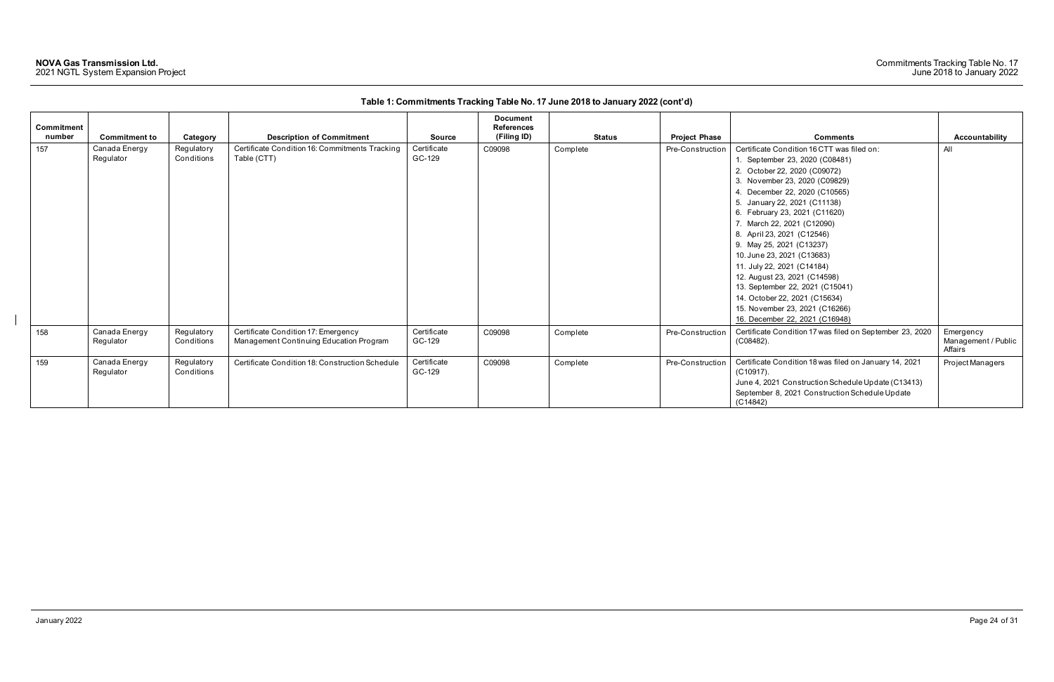**Table 1: Commitments Tracking Table No. 17 June 2018 to January 2022 (cont'd)**

| Commitment number | Commitment to | Category | Description of Commitment | Source | Document References (Filing ID) | Status | Project Phase | Comments | Accountability |
|---|---|---|---|---|---|---|---|---|---|
| 157 | Canada Energy Regulator | Regulatory Conditions | Certificate Condition 16: Commitments Tracking Table (CTT) | Certificate GC-129 | C09098 | Complete | Pre-Construction | Certificate Condition 16 CTT was filed on:<br>1. September 23, 2020 (C08481)<br>2. October 22, 2020 (C09072)<br>3. November 23, 2020 (C09829)<br>4. December 22, 2020 (C10565)<br>5. January 22, 2021 (C11138)<br>6. February 23, 2021 (C11620)<br>7. March 22, 2021 (C12090)<br>8. April 23, 2021 (C12546)<br>9. May 25, 2021 (C13237)<br>10. June 23, 2021 (C13683)<br>11. July 22, 2021 (C14184)<br>12. August 23, 2021 (C14598)<br>13. September 22, 2021 (C15041)<br>14. October 22, 2021 (C15634)<br>15. November 23, 2021 (C16266)<br>16. December 22, 2021 (C16948) | All |
| 158 | Canada Energy Regulator | Regulatory Conditions | Certificate Condition 17: Emergency Management Continuing Education Program | Certificate GC-129 | C09098 | Complete | Pre-Construction | Certificate Condition 17 was filed on September 23, 2020 (C08482). | Emergency Management / Public Affairs |
| 159 | Canada Energy Regulator | Regulatory Conditions | Certificate Condition 18: Construction Schedule | Certificate GC-129 | C09098 | Complete | Pre-Construction | Certificate Condition 18 was filed on January 14, 2021 (C10917).<br>June 4, 2021 Construction Schedule Update (C13413)<br>September 8, 2021 Construction Schedule Update (C14842) | Project Managers |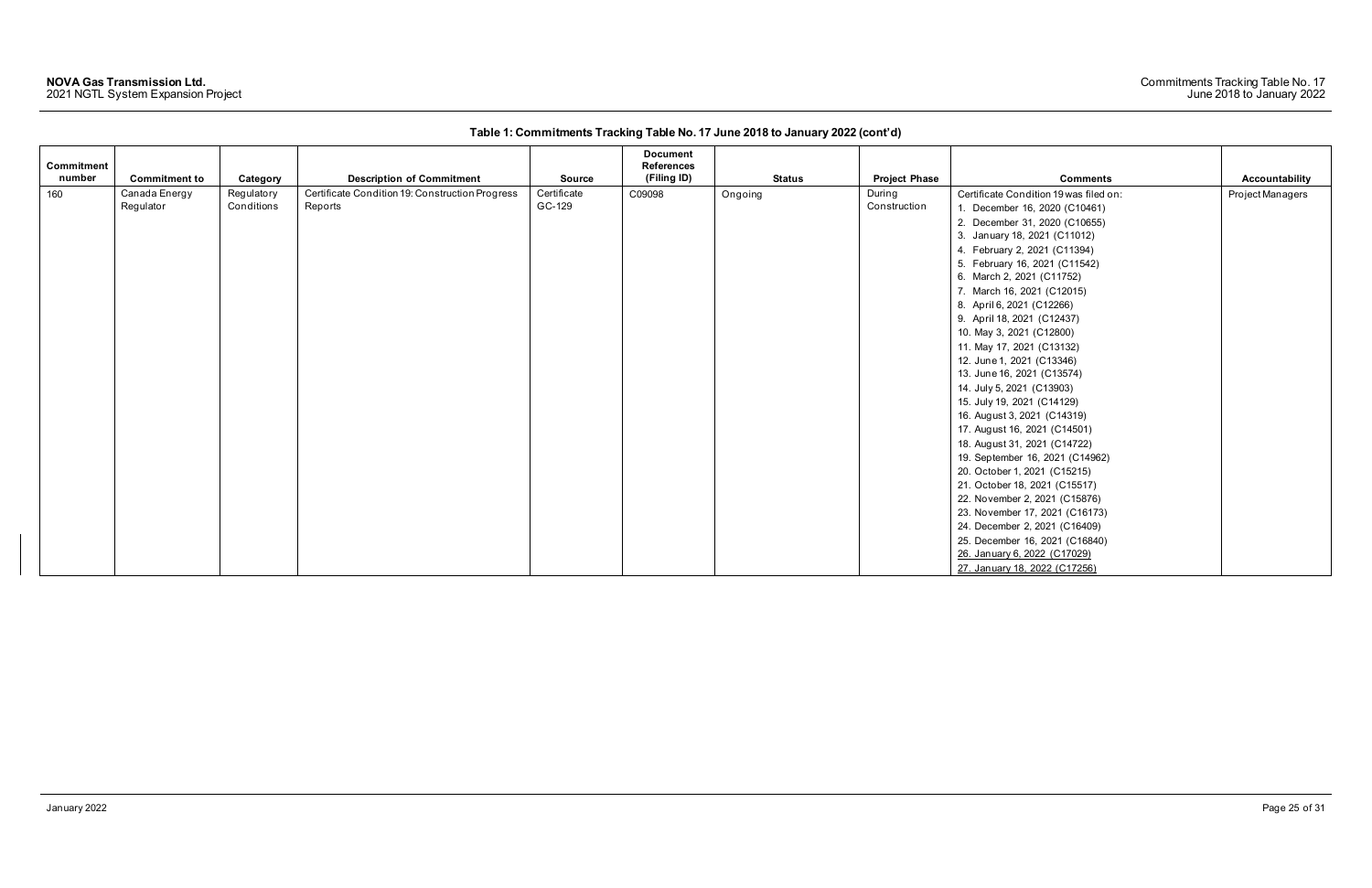**Table 1: Commitments Tracking Table No. 17 June 2018 to January 2022 (cont'd)**

| Commitment number | Commitment to | Category | Description of Commitment | Source | Document References (Filing ID) | Status | Project Phase | Comments | Accountability |
|---|---|---|---|---|---|---|---|---|---|
| 160 | Canada Energy Regulator | Regulatory Conditions | Certificate Condition 19: Construction Progress Reports | Certificate GC-129 | C09098 | Ongoing | During Construction | Certificate Condition 19 was filed on:<br>1. December 16, 2020 (C10461)<br>2. December 31, 2020 (C10655)<br>3. January 18, 2021 (C11012)<br>4. February 2, 2021 (C11394)<br>5. February 16, 2021 (C11542)<br>6. March 2, 2021 (C11752)<br>7. March 16, 2021 (C12015)<br>8. April 6, 2021 (C12266)<br>9. April 18, 2021 (C12437)<br>10. May 3, 2021 (C12800)<br>11. May 17, 2021 (C13132)<br>12. June 1, 2021 (C13346)<br>13. June 16, 2021 (C13574)<br>14. July 5, 2021 (C13903)<br>15. July 19, 2021 (C14129)<br>16. August 3, 2021 (C14319)<br>17. August 16, 2021 (C14501)<br>18. August 31, 2021 (C14722)<br>19. September 16, 2021 (C14962)<br>20. October 1, 2021 (C15215)<br>21. October 18, 2021 (C15517)<br>22. November 2, 2021 (C15876)<br>23. November 17, 2021 (C16173)<br>24. December 2, 2021 (C16409)<br>25. December 16, 2021 (C16840)<br>26. January 6, 2022 (C17029)<br>27. January 18, 2022 (C17256) | Project Managers |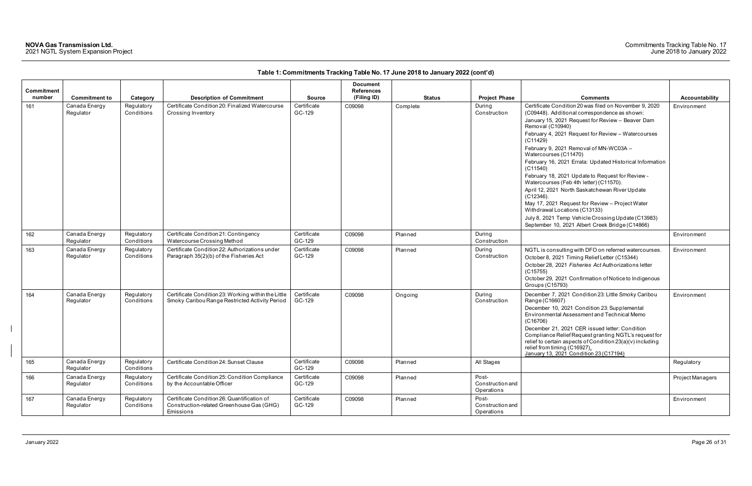**Table 1: Commitments Tracking Table No. 17 June 2018 to January 2022 (cont'd)**

| Commitment number | Commitment to | Category | Description of Commitment | Source | Document References (Filing ID) | Status | Project Phase | Comments | Accountability |
|---|---|---|---|---|---|---|---|---|---|
| 161 | Canada Energy Regulator | Regulatory Conditions | Certificate Condition 20: Finalized Watercourse Crossing Inventory | Certificate GC-129 | C09098 | Complete | During Construction | Certificate Condition 20 was filed on November 9, 2020 (C09448). Additional correspondence as shown:<br>January 15, 2021 Request for Review – Beaver Dam Removal (C10940)<br>February 4, 2021 Request for Review – Watercourses (C11429)<br>February 9, 2021 Removal of MN-WC03A – Watercourses (C11470)<br>February 16, 2021 Errata: Updated Historical Information (C11540)<br>February 18, 2021 Update to Request for Review - Watercourses (Feb 4th letter) (C11570).<br>April 12, 2021 North Saskatchewan River Update (C12346).<br>May 17, 2021 Request for Review – Project Water Withdrawal Locations (C13133)<br>July 8, 2021 Temp Vehicle Crossing Update (C13983)<br>September 10, 2021 Albert Creek Bridge (C14866) | Environment |
| 162 | Canada Energy Regulator | Regulatory Conditions | Certificate Condition 21: Contingency Watercourse Crossing Method | Certificate GC-129 | C09098 | Planned | During Construction | | Environment |
| 163 | Canada Energy Regulator | Regulatory Conditions | Certificate Condition 22: Authorizations under Paragraph 35(2)(b) of the Fisheries Act | Certificate GC-129 | C09098 | Planned | During Construction | NGTL is consulting with DFO on referred watercourses.<br>October 8, 2021 Timing Relief Letter (C15344)<br>October 28, 2021 *Fisheries Act* Authorizations letter (C15755)<br>October 29, 2021 Confirmation of Notice to Indigenous Groups (C15793) | Environment |
| 164 | Canada Energy Regulator | Regulatory Conditions | Certificate Condition 23: Working within the Little Smoky Caribou Range Restricted Activity Period | Certificate GC-129 | C09098 | Ongoing | During Construction | December 7, 2021 Condition 23: Little Smoky Caribou Range (C16607)<br>December 10, 2021 Condition 23: Supplemental Environmental Assessment and Technical Memo (C16706)<br>December 21, 2021 CER issued letter: Condition Compliance Relief Request granting NGTL's request for relief to certain aspects of Condition 23(a)(v) including relief from timing (C16927).<br>January 13, 2021 Condition 23 (C17194) | Environment |
| 165 | Canada Energy Regulator | Regulatory Conditions | Certificate Condition 24: Sunset Clause | Certificate GC-129 | C09098 | Planned | All Stages | | Regulatory |
| 166 | Canada Energy Regulator | Regulatory Conditions | Certificate Condition 25: Condition Compliance by the Accountable Officer | Certificate GC-129 | C09098 | Planned | Post-Construction and Operations | | Project Managers |
| 167 | Canada Energy Regulator | Regulatory Conditions | Certificate Condition 26: Quantification of Construction-related Greenhouse Gas (GHG) Emissions | Certificate GC-129 | C09098 | Planned | Post-Construction and Operations | | Environment |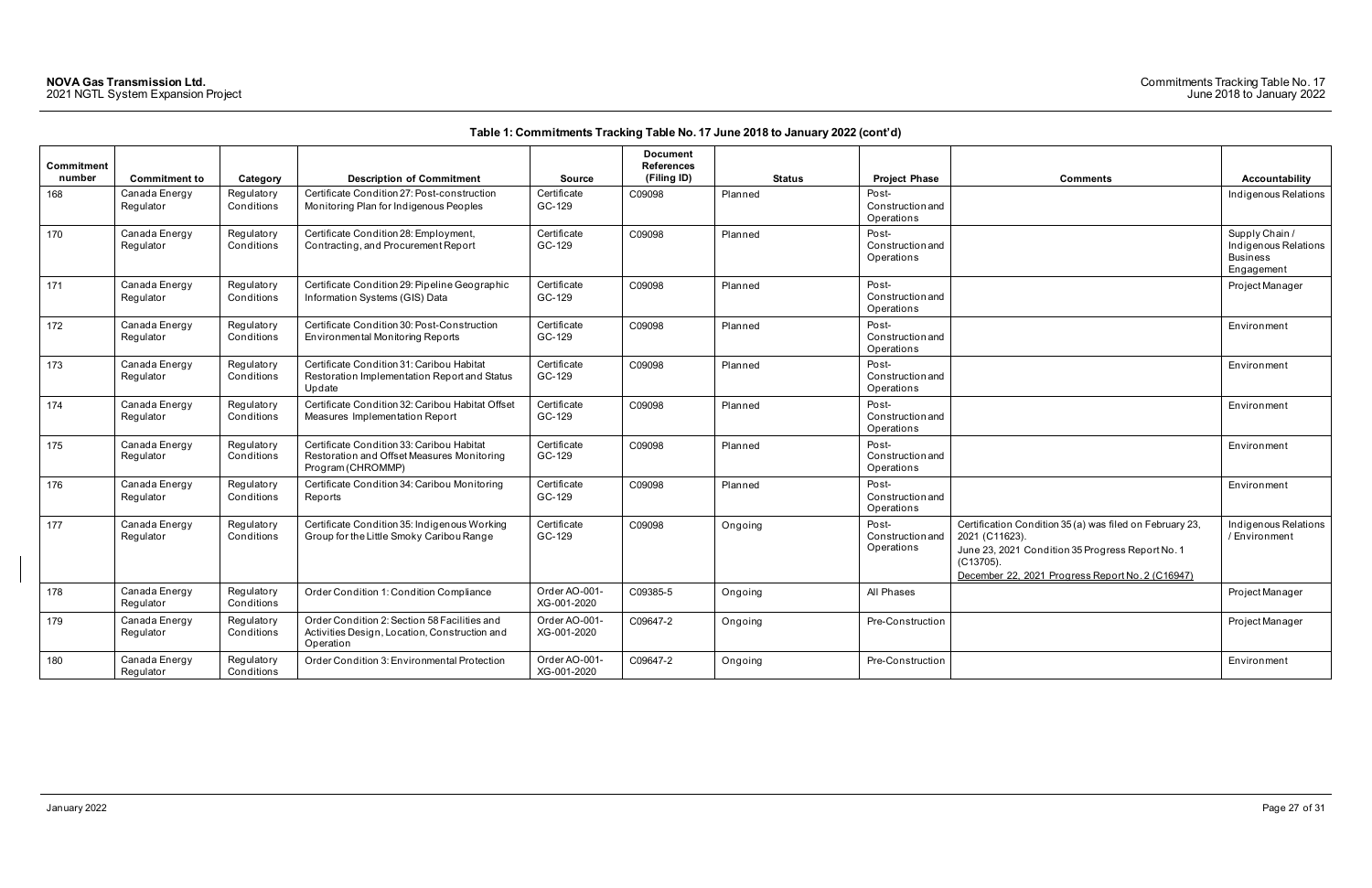**Table 1: Commitments Tracking Table No. 17 June 2018 to January 2022 (cont'd)**

| Commitment number | Commitment to | Category | Description of Commitment | Source | Document References (Filing ID) | Status | Project Phase | Comments | Accountability |
|---|---|---|---|---|---|---|---|---|---|
| 168 | Canada Energy Regulator | Regulatory Conditions | Certificate Condition 27: Post-construction Monitoring Plan for Indigenous Peoples | Certificate GC-129 | C09098 | Planned | Post-Construction and Operations | | Indigenous Relations |
| 170 | Canada Energy Regulator | Regulatory Conditions | Certificate Condition 28: Employment, Contracting, and Procurement Report | Certificate GC-129 | C09098 | Planned | Post-Construction and Operations | | Supply Chain / Indigenous Relations Business Engagement |
| 171 | Canada Energy Regulator | Regulatory Conditions | Certificate Condition 29: Pipeline Geographic Information Systems (GIS) Data | Certificate GC-129 | C09098 | Planned | Post-Construction and Operations | | Project Manager |
| 172 | Canada Energy Regulator | Regulatory Conditions | Certificate Condition 30: Post-Construction Environmental Monitoring Reports | Certificate GC-129 | C09098 | Planned | Post-Construction and Operations | | Environment |
| 173 | Canada Energy Regulator | Regulatory Conditions | Certificate Condition 31: Caribou Habitat Restoration Implementation Report and Status Update | Certificate GC-129 | C09098 | Planned | Post-Construction and Operations | | Environment |
| 174 | Canada Energy Regulator | Regulatory Conditions | Certificate Condition 32: Caribou Habitat Offset Measures Implementation Report | Certificate GC-129 | C09098 | Planned | Post-Construction and Operations | | Environment |
| 175 | Canada Energy Regulator | Regulatory Conditions | Certificate Condition 33: Caribou Habitat Restoration and Offset Measures Monitoring Program (CHROMMP) | Certificate GC-129 | C09098 | Planned | Post-Construction and Operations | | Environment |
| 176 | Canada Energy Regulator | Regulatory Conditions | Certificate Condition 34: Caribou Monitoring Reports | Certificate GC-129 | C09098 | Planned | Post-Construction and Operations | | Environment |
| 177 | Canada Energy Regulator | Regulatory Conditions | Certificate Condition 35: Indigenous Working Group for the Little Smoky Caribou Range | Certificate GC-129 | C09098 | Ongoing | Post-Construction and Operations | Certification Condition 35 (a) was filed on February 23, 2021 (C11623). June 23, 2021 Condition 35 Progress Report No. 1 (C13705). December 22, 2021 Progress Report No. 2 (C16947) | Indigenous Relations / Environment |
| 178 | Canada Energy Regulator | Regulatory Conditions | Order Condition 1: Condition Compliance | Order AO-001-XG-001-2020 | C09385-5 | Ongoing | All Phases | | Project Manager |
| 179 | Canada Energy Regulator | Regulatory Conditions | Order Condition 2: Section 58 Facilities and Activities Design, Location, Construction and Operation | Order AO-001-XG-001-2020 | C09647-2 | Ongoing | Pre-Construction | | Project Manager |
| 180 | Canada Energy Regulator | Regulatory Conditions | Order Condition 3: Environmental Protection | Order AO-001-XG-001-2020 | C09647-2 | Ongoing | Pre-Construction | | Environment |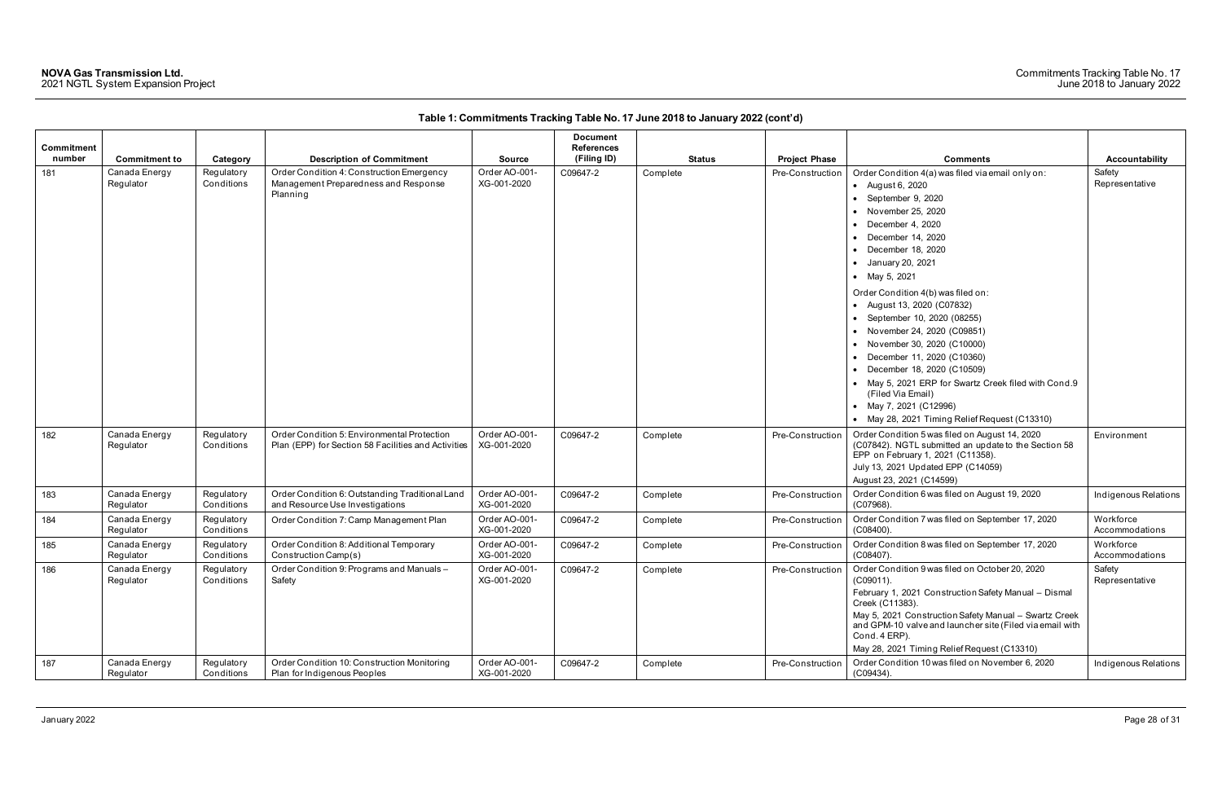**Table 1: Commitments Tracking Table No. 17 June 2018 to January 2022 (cont'd)**

| Commitment number | Commitment to | Category | Description of Commitment | Source | Document References (Filing ID) | Status | Project Phase | Comments | Accountability |
|---|---|---|---|---|---|---|---|---|---|
| 181 | Canada Energy Regulator | Regulatory Conditions | Order Condition 4: Construction Emergency Management Preparedness and Response Planning | Order AO-001-XG-001-2020 | C09647-2 | Complete | Pre-Construction | Order Condition 4(a) was filed via email only on:<br>• August 6, 2020<br>• September 9, 2020<br>• November 25, 2020<br>• December 4, 2020<br>• December 14, 2020<br>• December 18, 2020<br>• January 20, 2021<br>• May 5, 2021<br>Order Condition 4(b) was filed on:<br>• August 13, 2020 (C07832)<br>• September 10, 2020 (08255)<br>• November 24, 2020 (C09851)<br>• November 30, 2020 (C10000)<br>• December 11, 2020 (C10360)<br>• December 18, 2020 (C10509)<br>• May 5, 2021 ERP for Swartz Creek filed with Cond.9 (Filed Via Email)<br>• May 7, 2021 (C12996)<br>• May 28, 2021 Timing Relief Request (C13310) | Safety Representative |
| 182 | Canada Energy Regulator | Regulatory Conditions | Order Condition 5: Environmental Protection Plan (EPP) for Section 58 Facilities and Activities | Order AO-001-XG-001-2020 | C09647-2 | Complete | Pre-Construction | Order Condition 5 was filed on August 14, 2020 (C07842). NGTL submitted an update to the Section 58 EPP on February 1, 2021 (C11358).<br>July 13, 2021 Updated EPP (C14059)<br>August 23, 2021 (C14599) | Environment |
| 183 | Canada Energy Regulator | Regulatory Conditions | Order Condition 6: Outstanding Traditional Land and Resource Use Investigations | Order AO-001-XG-001-2020 | C09647-2 | Complete | Pre-Construction | Order Condition 6 was filed on August 19, 2020 (C07968). | Indigenous Relations |
| 184 | Canada Energy Regulator | Regulatory Conditions | Order Condition 7: Camp Management Plan | Order AO-001-XG-001-2020 | C09647-2 | Complete | Pre-Construction | Order Condition 7 was filed on September 17, 2020 (C08400). | Workforce Accommodations |
| 185 | Canada Energy Regulator | Regulatory Conditions | Order Condition 8: Additional Temporary Construction Camp(s) | Order AO-001-XG-001-2020 | C09647-2 | Complete | Pre-Construction | Order Condition 8 was filed on September 17, 2020 (C08407). | Workforce Accommodations |
| 186 | Canada Energy Regulator | Regulatory Conditions | Order Condition 9: Programs and Manuals – Safety | Order AO-001-XG-001-2020 | C09647-2 | Complete | Pre-Construction | Order Condition 9 was filed on October 20, 2020 (C09011).<br>February 1, 2021 Construction Safety Manual – Dismal Creek (C11383).<br>May 5, 2021 Construction Safety Manual – Swartz Creek and GPM-10 valve and launcher site (Filed via email with Cond. 4 ERP).<br>May 28, 2021 Timing Relief Request (C13310) | Safety Representative |
| 187 | Canada Energy Regulator | Regulatory Conditions | Order Condition 10: Construction Monitoring Plan for Indigenous Peoples | Order AO-001-XG-001-2020 | C09647-2 | Complete | Pre-Construction | Order Condition 10 was filed on November 6, 2020 (C09434). | Indigenous Relations |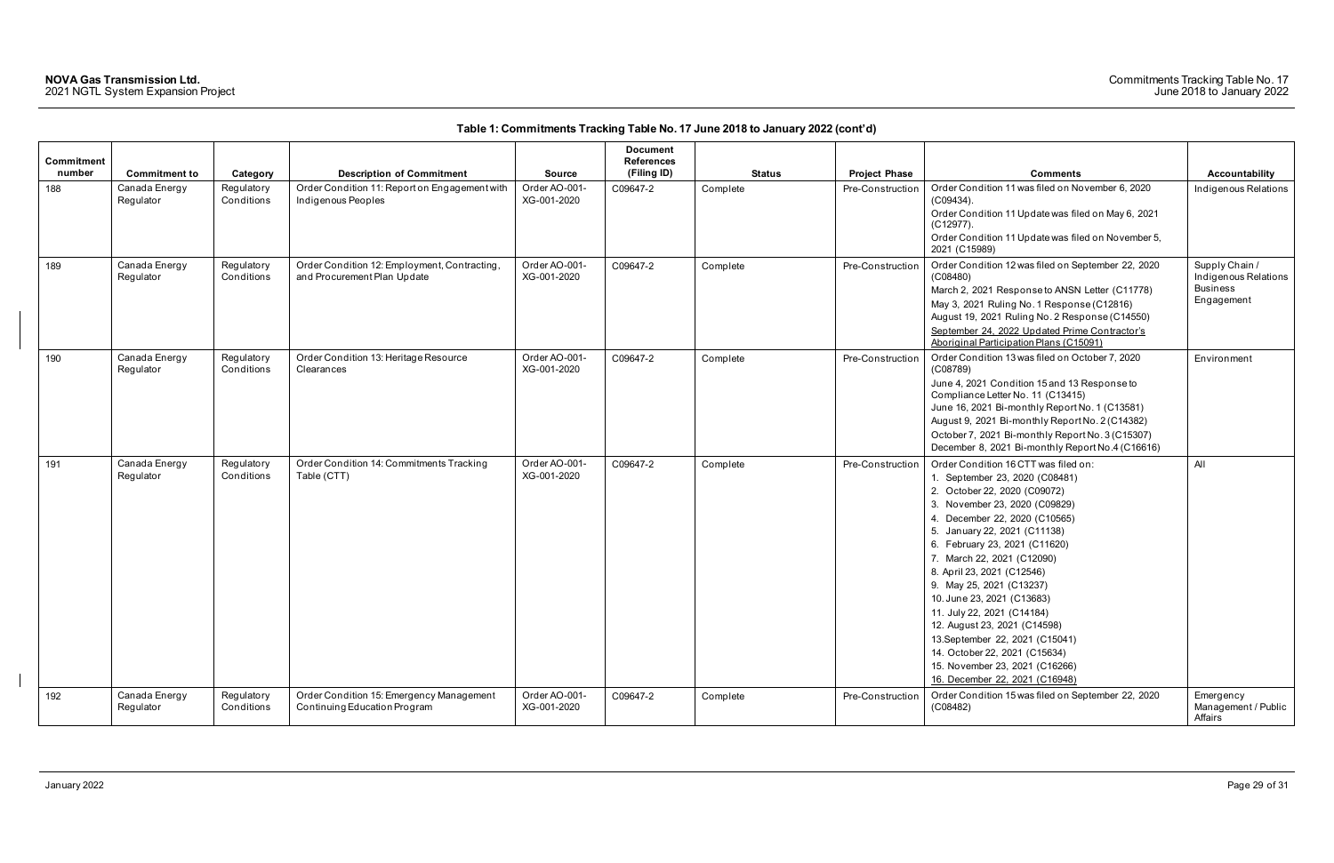**Table 1: Commitments Tracking Table No. 17 June 2018 to January 2022 (cont'd)**

| Commitment number | Commitment to | Category | Description of Commitment | Source | Document References (Filing ID) | Status | Project Phase | Comments | Accountability |
|---|---|---|---|---|---|---|---|---|---|
| 188 | Canada Energy Regulator | Regulatory Conditions | Order Condition 11: Report on Engagement with Indigenous Peoples | Order AO-001-XG-001-2020 | C09647-2 | Complete | Pre-Construction | Order Condition 11 was filed on November 6, 2020 (C09434).<br>Order Condition 11 Update was filed on May 6, 2021 (C12977).<br>Order Condition 11 Update was filed on November 5, 2021 (C15989) | Indigenous Relations |
| 189 | Canada Energy Regulator | Regulatory Conditions | Order Condition 12: Employment, Contracting, and Procurement Plan Update | Order AO-001-XG-001-2020 | C09647-2 | Complete | Pre-Construction | Order Condition 12 was filed on September 22, 2020 (C08480)<br>March 2, 2021 Response to ANSN Letter (C11778)<br>May 3, 2021 Ruling No. 1 Response (C12816)<br>August 19, 2021 Ruling No. 2 Response (C14550)<br>September 24, 2022 Updated Prime Contractor's Aboriginal Participation Plans (C15091) | Supply Chain / Indigenous Relations Business Engagement |
| 190 | Canada Energy Regulator | Regulatory Conditions | Order Condition 13: Heritage Resource Clearances | Order AO-001-XG-001-2020 | C09647-2 | Complete | Pre-Construction | Order Condition 13 was filed on October 7, 2020 (C08789)<br>June 4, 2021 Condition 15 and 13 Response to Compliance Letter No. 11 (C13415)<br>June 16, 2021 Bi-monthly Report No. 1 (C13581)<br>August 9, 2021 Bi-monthly Report No. 2 (C14382)<br>October 7, 2021 Bi-monthly Report No. 3 (C15307)<br>December 8, 2021 Bi-monthly Report No.4 (C16616) | Environment |
| 191 | Canada Energy Regulator | Regulatory Conditions | Order Condition 14: Commitments Tracking Table (CTT) | Order AO-001-XG-001-2020 | C09647-2 | Complete | Pre-Construction | Order Condition 16 CTT was filed on:<br>1. September 23, 2020 (C08481)<br>2. October 22, 2020 (C09072)<br>3. November 23, 2020 (C09829)<br>4. December 22, 2020 (C10565)<br>5. January 22, 2021 (C11138)<br>6. February 23, 2021 (C11620)<br>7. March 22, 2021 (C12090)<br>8. April 23, 2021 (C12546)<br>9. May 25, 2021 (C13237)<br>10. June 23, 2021 (C13683)<br>11. July 22, 2021 (C14184)<br>12. August 23, 2021 (C14598)<br>13. September 22, 2021 (C15041)<br>14. October 22, 2021 (C15634)<br>15. November 23, 2021 (C16266)<br>16. December 22, 2021 (C16948) | All |
| 192 | Canada Energy Regulator | Regulatory Conditions | Order Condition 15: Emergency Management Continuing Education Program | Order AO-001-XG-001-2020 | C09647-2 | Complete | Pre-Construction | Order Condition 15 was filed on September 22, 2020 (C08482) | Emergency Management / Public Affairs |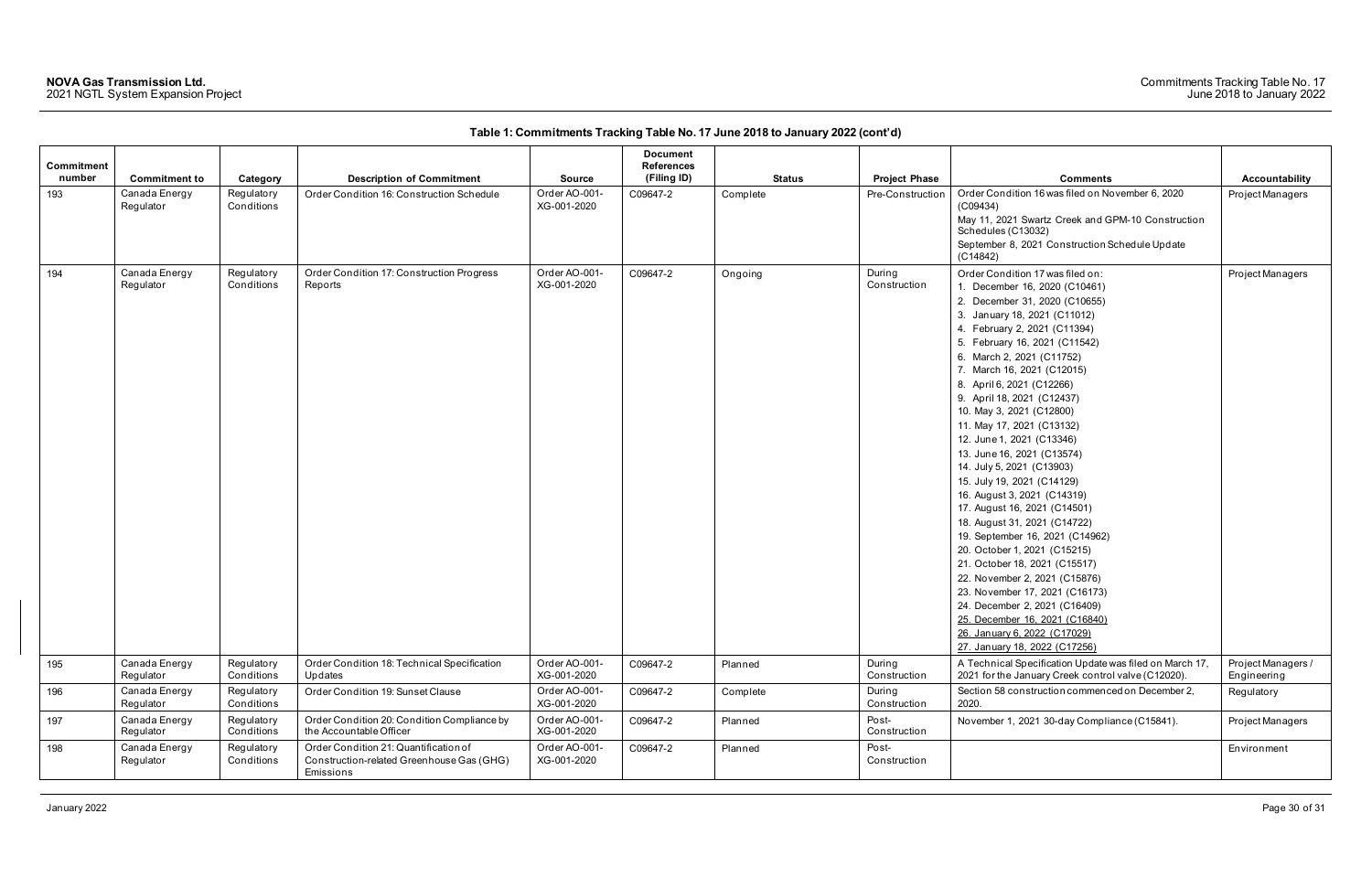**Table 1: Commitments Tracking Table No. 17 June 2018 to January 2022 (cont'd)**

| Commitment number | Commitment to | Category | Description of Commitment | Source | Document References (Filing ID) | Status | Project Phase | Comments | Accountability |
|---|---|---|---|---|---|---|---|---|---|
| 193 | Canada Energy Regulator | Regulatory Conditions | Order Condition 16: Construction Schedule | Order AO-001-XG-001-2020 | C09647-2 | Complete | Pre-Construction | Order Condition 16 was filed on November 6, 2020 (C09434)<br>May 11, 2021 Swartz Creek and GPM-10 Construction Schedules (C13032)<br>September 8, 2021 Construction Schedule Update (C14842) | Project Managers |
| 194 | Canada Energy Regulator | Regulatory Conditions | Order Condition 17: Construction Progress Reports | Order AO-001-XG-001-2020 | C09647-2 | Ongoing | During Construction | Order Condition 17 was filed on:<br>1. December 16, 2020 (C10461)<br>2. December 31, 2020 (C10655)<br>3. January 18, 2021 (C11012)<br>4. February 2, 2021 (C11394)<br>5. February 16, 2021 (C11542)<br>6. March 2, 2021 (C11752)<br>7. March 16, 2021 (C12015)<br>8. April 6, 2021 (C12266)<br>9. April 18, 2021 (C12437)<br>10. May 3, 2021 (C12800)<br>11. May 17, 2021 (C13132)<br>12. June 1, 2021 (C13346)<br>13. June 16, 2021 (C13574)<br>14. July 5, 2021 (C13903)<br>15. July 19, 2021 (C14129)<br>16. August 3, 2021 (C14319)<br>17. August 16, 2021 (C14501)<br>18. August 31, 2021 (C14722)<br>19. September 16, 2021 (C14962)<br>20. October 1, 2021 (C15215)<br>21. October 18, 2021 (C15517)<br>22. November 2, 2021 (C15876)<br>23. November 17, 2021 (C16173)<br>24. December 2, 2021 (C16409)<br>25. December 16, 2021 (C16840)<br>26. January 6, 2022 (C17029)<br>27. January 18, 2022 (C17256) | Project Managers |
| 195 | Canada Energy Regulator | Regulatory Conditions | Order Condition 18: Technical Specification Updates | Order AO-001-XG-001-2020 | C09647-2 | Planned | During Construction | A Technical Specification Update was filed on March 17, 2021 for the January Creek control valve (C12020). | Project Managers / Engineering |
| 196 | Canada Energy Regulator | Regulatory Conditions | Order Condition 19: Sunset Clause | Order AO-001-XG-001-2020 | C09647-2 | Complete | During Construction | Section 58 construction commenced on December 2, 2020. | Regulatory |
| 197 | Canada Energy Regulator | Regulatory Conditions | Order Condition 20: Condition Compliance by the Accountable Officer | Order AO-001-XG-001-2020 | C09647-2 | Planned | Post-Construction | November 1, 2021 30-day Compliance (C15841). | Project Managers |
| 198 | Canada Energy Regulator | Regulatory Conditions | Order Condition 21: Quantification of Construction-related Greenhouse Gas (GHG) Emissions | Order AO-001-XG-001-2020 | C09647-2 | Planned | Post-Construction | | Environment |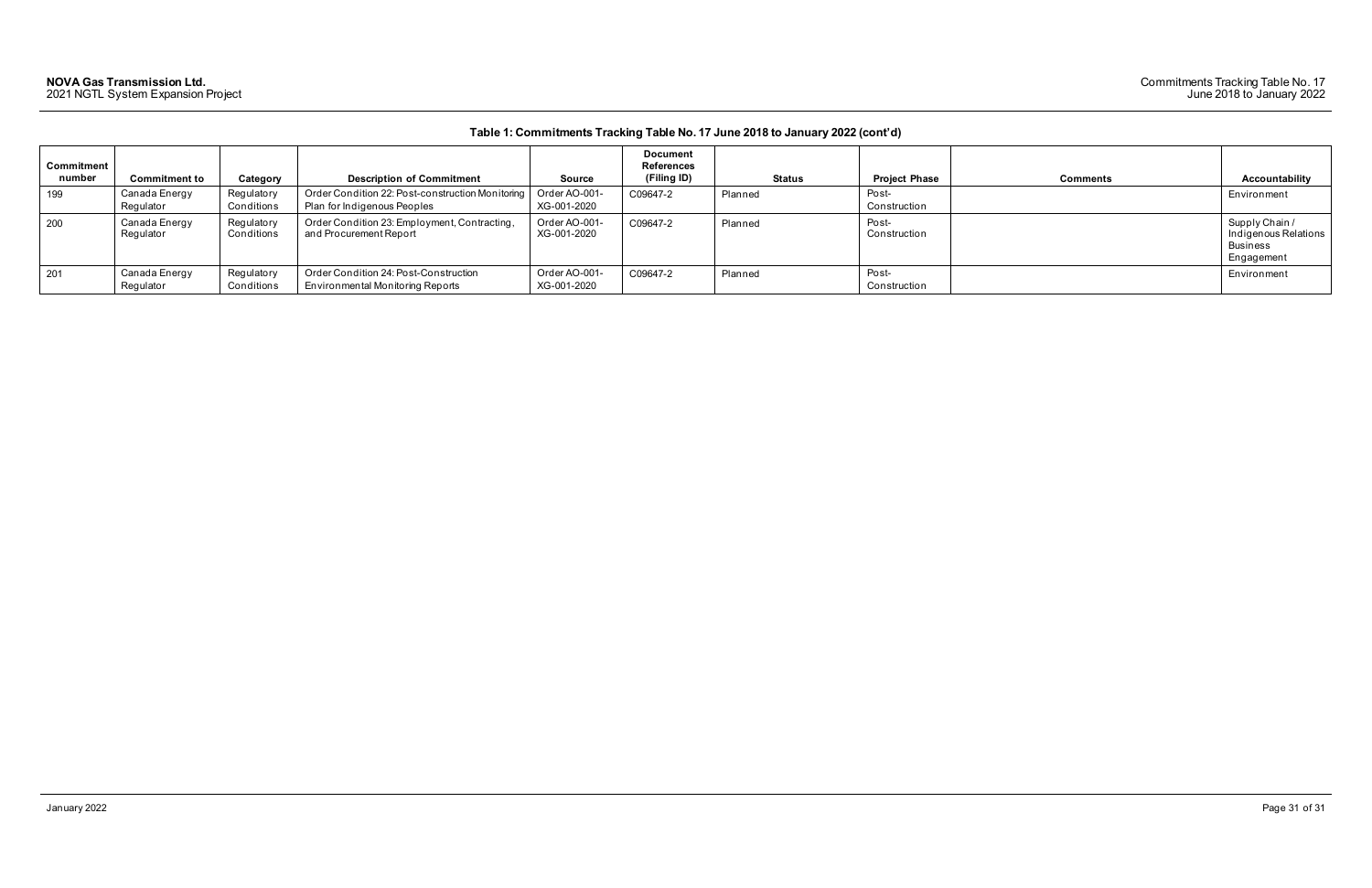**Table 1: Commitments Tracking Table No. 17 June 2018 to January 2022 (cont'd)**

| Commitment number | Commitment to | Category | Description of Commitment | Source | Document References (Filing ID) | Status | Project Phase | Comments | Accountability |
|---|---|---|---|---|---|---|---|---|---|
| 199 | Canada Energy Regulator | Regulatory Conditions | Order Condition 22: Post-construction Monitoring Plan for Indigenous Peoples | Order AO-001-XG-001-2020 | C09647-2 | Planned | Post-Construction | | Environment |
| 200 | Canada Energy Regulator | Regulatory Conditions | Order Condition 23: Employment, Contracting, and Procurement Report | Order AO-001-XG-001-2020 | C09647-2 | Planned | Post-Construction | | Supply Chain / Indigenous Relations Business Engagement |
| 201 | Canada Energy Regulator | Regulatory Conditions | Order Condition 24: Post-Construction Environmental Monitoring Reports | Order AO-001-XG-001-2020 | C09647-2 | Planned | Post-Construction | | Environment |